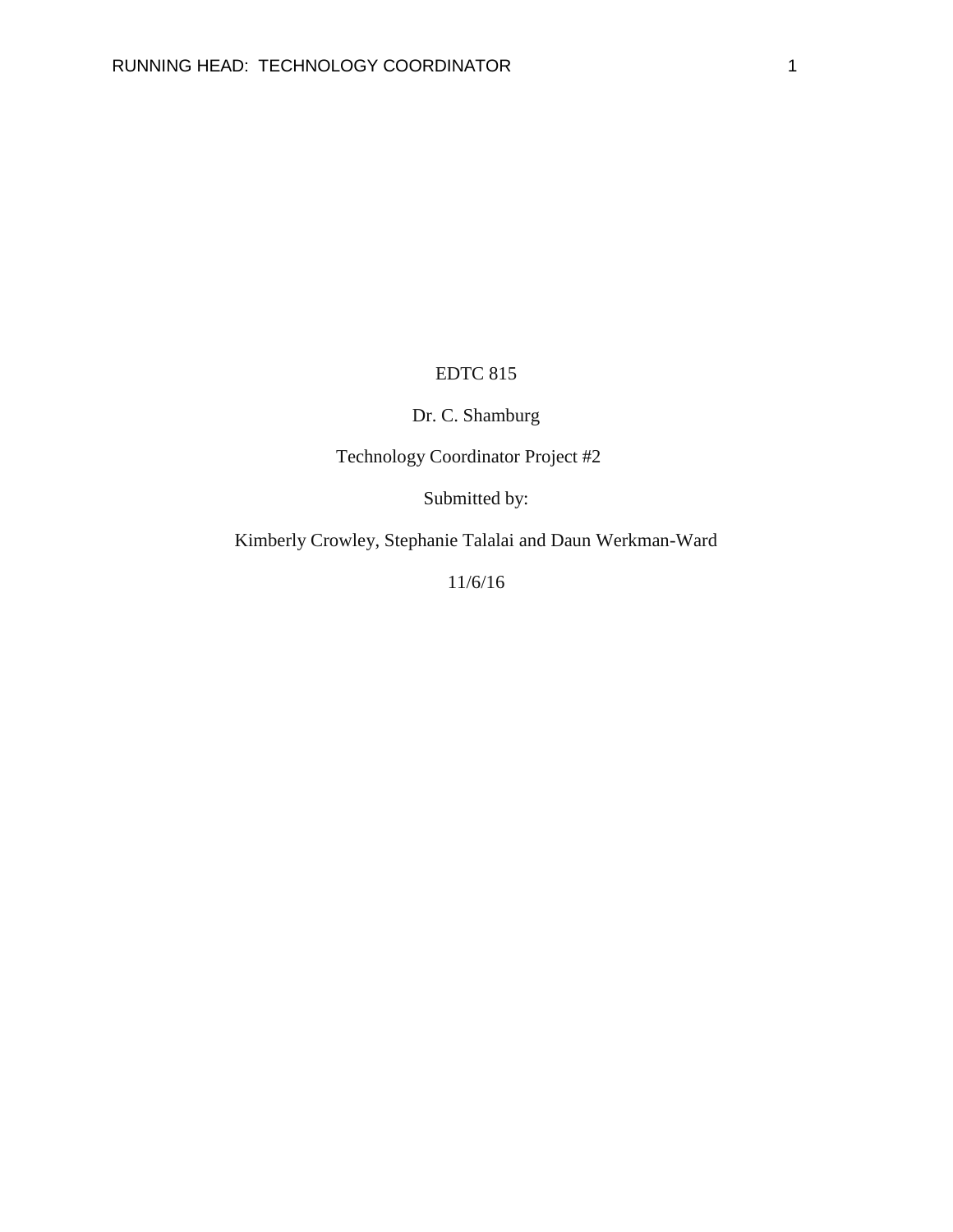EDTC 815

Dr. C. Shamburg

Technology Coordinator Project #2

Submitted by:

Kimberly Crowley, Stephanie Talalai and Daun Werkman-Ward

11/6/16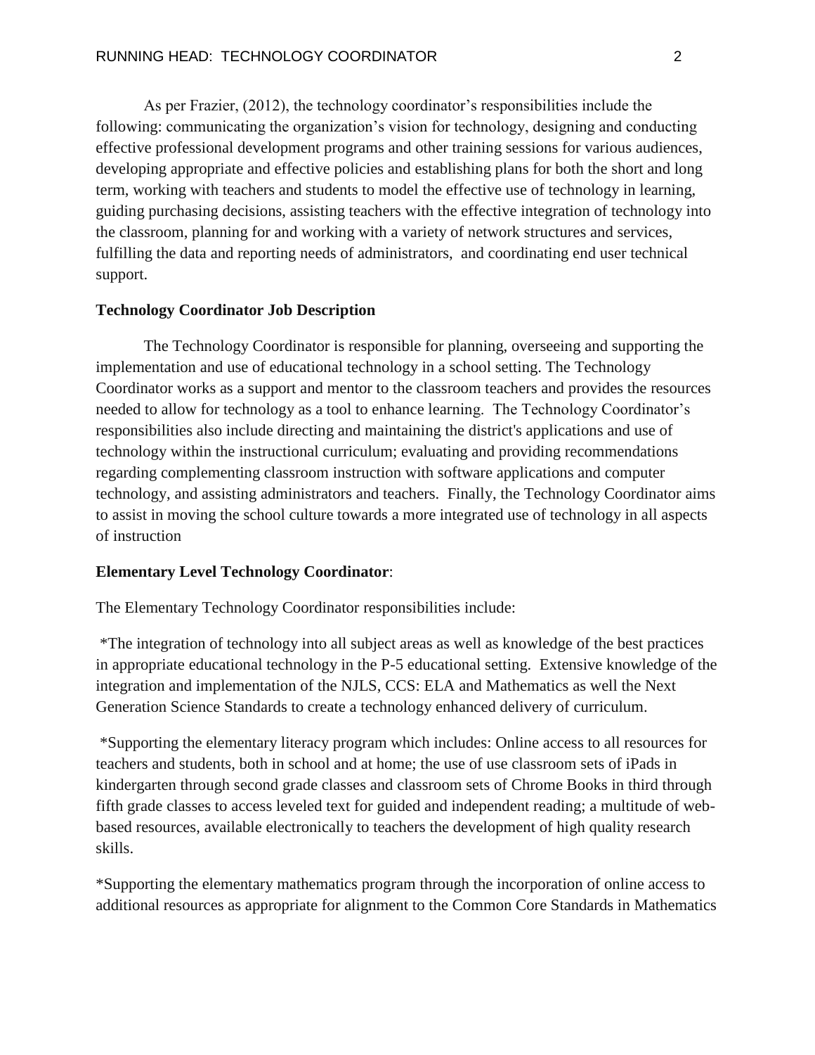As per Frazier, (2012), the technology coordinator's responsibilities include the following: communicating the organization's vision for technology, designing and conducting effective professional development programs and other training sessions for various audiences, developing appropriate and effective policies and establishing plans for both the short and long term, working with teachers and students to model the effective use of technology in learning, guiding purchasing decisions, assisting teachers with the effective integration of technology into the classroom, planning for and working with a variety of network structures and services, fulfilling the data and reporting needs of administrators, and coordinating end user technical support.

**Technology Coordinator Job Description**

The Technology Coordinator is responsible for planning, overseeing and supporting the implementation and use of educational technology in a school setting. The Technology Coordinator works as a support and mentor to the classroom teachers and provides the resources needed to allow for technology as a tool to enhance learning. The Technology Coordinator's responsibilities also include directing and maintaining the district's applications and use of technology within the instructional curriculum; evaluating and providing recommendations regarding complementing classroom instruction with software applications and computer technology, and assisting administrators and teachers. Finally, the Technology Coordinator aims to assist in moving the school culture towards a more integrated use of technology in all aspects of instruction

**Elementary Level Technology Coordinator**:

The Elementary Technology Coordinator responsibilities include:

*The integration of technology into all subject areas as well as knowledge of the best practices in appropriate educational technology in the P-5 educational setting. Extensive knowledge of the integration and implementation of the NJLS, CCS: ELA and Mathematics as well the Next Generation Science Standards to create a technology enhanced delivery of curriculum.

*Supporting the elementary literacy program which includes: Online access to all resources for teachers and students, both in school and at home; the use of use classroom sets of iPads in kindergarten through second grade classes and classroom sets of Chrome Books in third through fifth grade classes to access leveled text for guided and independent reading; a multitude of web-based resources, available electronically to teachers the development of high quality research skills.

*Supporting the elementary mathematics program through the incorporation of online access to additional resources as appropriate for alignment to the Common Core Standards in Mathematics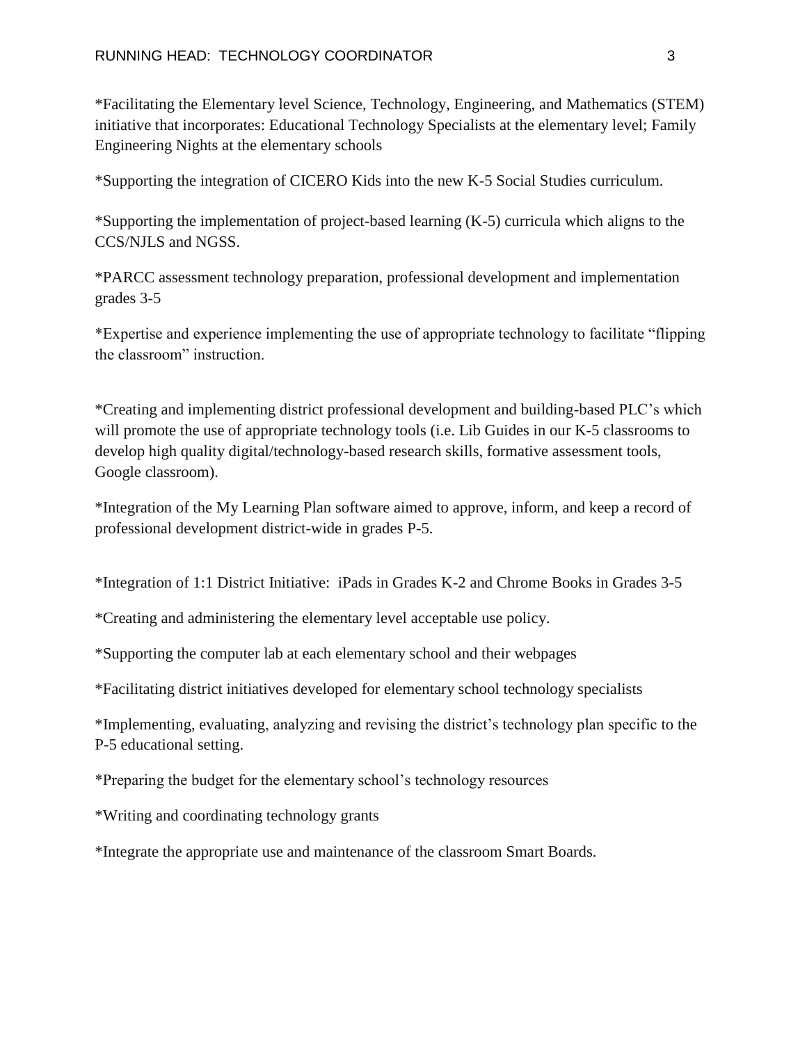*Facilitating the Elementary level Science, Technology, Engineering, and Mathematics (STEM) initiative that incorporates: Educational Technology Specialists at the elementary level; Family Engineering Nights at the elementary schools

*Supporting the integration of CICERO Kids into the new K-5 Social Studies curriculum.

*Supporting the implementation of project-based learning (K-5) curricula which aligns to the CCS/NJLS and NGSS.

*PARCC assessment technology preparation, professional development and implementation grades 3-5

*Expertise and experience implementing the use of appropriate technology to facilitate "flipping the classroom" instruction.

*Creating and implementing district professional development and building-based PLC's which will promote the use of appropriate technology tools (i.e. Lib Guides in our K-5 classrooms to develop high quality digital/technology-based research skills, formative assessment tools, Google classroom).

*Integration of the My Learning Plan software aimed to approve, inform, and keep a record of professional development district-wide in grades P-5.

*Integration of 1:1 District Initiative: iPads in Grades K-2 and Chrome Books in Grades 3-5

*Creating and administering the elementary level acceptable use policy.

*Supporting the computer lab at each elementary school and their webpages

*Facilitating district initiatives developed for elementary school technology specialists

*Implementing, evaluating, analyzing and revising the district's technology plan specific to the P-5 educational setting.

*Preparing the budget for the elementary school's technology resources

*Writing and coordinating technology grants

*Integrate the appropriate use and maintenance of the classroom Smart Boards.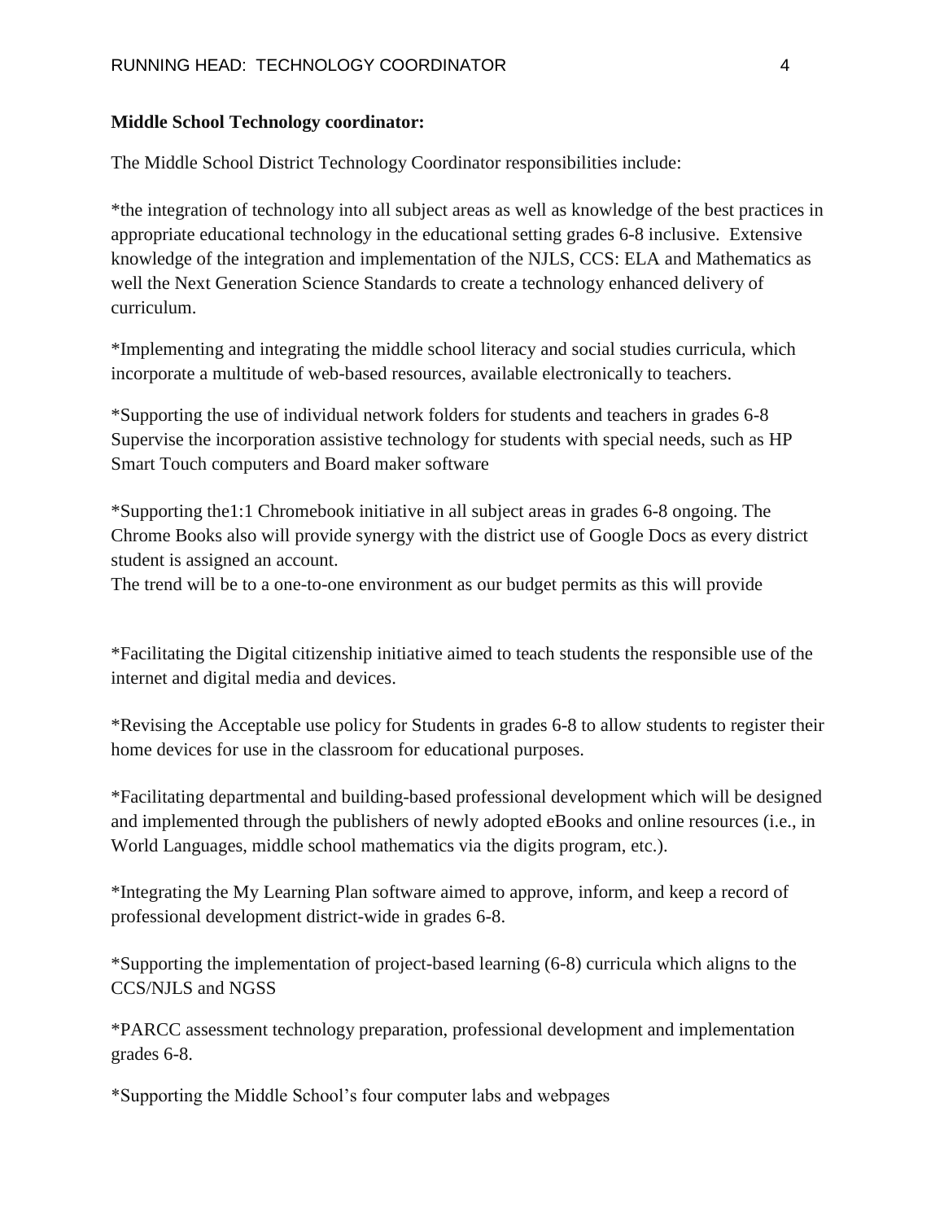**Middle School Technology coordinator:**

The Middle School District Technology Coordinator responsibilities include:

*the integration of technology into all subject areas as well as knowledge of the best practices in appropriate educational technology in the educational setting grades 6-8 inclusive. Extensive knowledge of the integration and implementation of the NJLS, CCS: ELA and Mathematics as well the Next Generation Science Standards to create a technology enhanced delivery of curriculum.

*Implementing and integrating the middle school literacy and social studies curricula, which incorporate a multitude of web-based resources, available electronically to teachers.

*Supporting the use of individual network folders for students and teachers in grades 6-8 Supervise the incorporation assistive technology for students with special needs, such as HP Smart Touch computers and Board maker software

*Supporting the1:1 Chromebook initiative in all subject areas in grades 6-8 ongoing. The Chrome Books also will provide synergy with the district use of Google Docs as every district student is assigned an account.
The trend will be to a one-to-one environment as our budget permits as this will provide

*Facilitating the Digital citizenship initiative aimed to teach students the responsible use of the internet and digital media and devices.

*Revising the Acceptable use policy for Students in grades 6-8 to allow students to register their home devices for use in the classroom for educational purposes.

*Facilitating departmental and building-based professional development which will be designed and implemented through the publishers of newly adopted eBooks and online resources (i.e., in World Languages, middle school mathematics via the digits program, etc.).

*Integrating the My Learning Plan software aimed to approve, inform, and keep a record of professional development district-wide in grades 6-8.

*Supporting the implementation of project-based learning (6-8) curricula which aligns to the CCS/NJLS and NGSS

*PARCC assessment technology preparation, professional development and implementation grades 6-8.

*Supporting the Middle School's four computer labs and webpages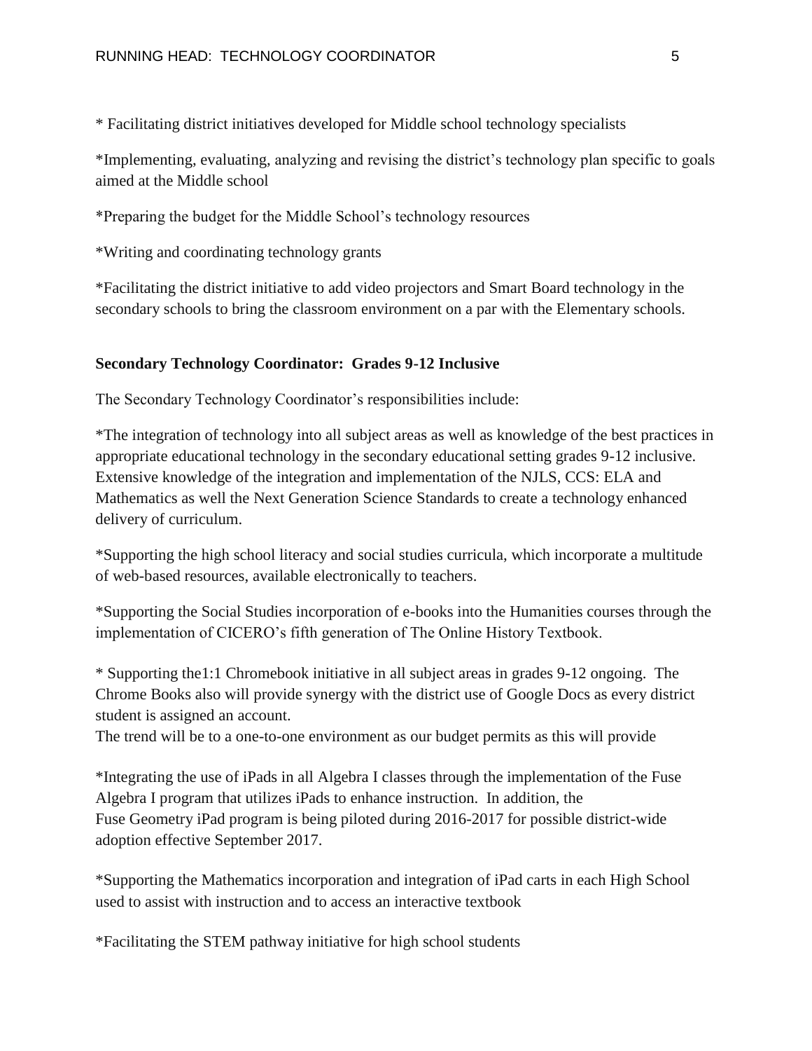* Facilitating district initiatives developed for Middle school technology specialists

*Implementing, evaluating, analyzing and revising the district's technology plan specific to goals aimed at the Middle school

*Preparing the budget for the Middle School's technology resources

*Writing and coordinating technology grants

*Facilitating the district initiative to add video projectors and Smart Board technology in the secondary schools to bring the classroom environment on a par with the Elementary schools.

**Secondary Technology Coordinator: Grades 9-12 Inclusive**

The Secondary Technology Coordinator's responsibilities include:

*The integration of technology into all subject areas as well as knowledge of the best practices in appropriate educational technology in the secondary educational setting grades 9-12 inclusive. Extensive knowledge of the integration and implementation of the NJLS, CCS: ELA and Mathematics as well the Next Generation Science Standards to create a technology enhanced delivery of curriculum.

*Supporting the high school literacy and social studies curricula, which incorporate a multitude of web-based resources, available electronically to teachers.

*Supporting the Social Studies incorporation of e-books into the Humanities courses through the implementation of CICERO's fifth generation of The Online History Textbook.

* Supporting the1:1 Chromebook initiative in all subject areas in grades 9-12 ongoing. The Chrome Books also will provide synergy with the district use of Google Docs as every district student is assigned an account.
The trend will be to a one-to-one environment as our budget permits as this will provide

*Integrating the use of iPads in all Algebra I classes through the implementation of the Fuse Algebra I program that utilizes iPads to enhance instruction. In addition, the Fuse Geometry iPad program is being piloted during 2016-2017 for possible district-wide adoption effective September 2017.

*Supporting the Mathematics incorporation and integration of iPad carts in each High School used to assist with instruction and to access an interactive textbook

*Facilitating the STEM pathway initiative for high school students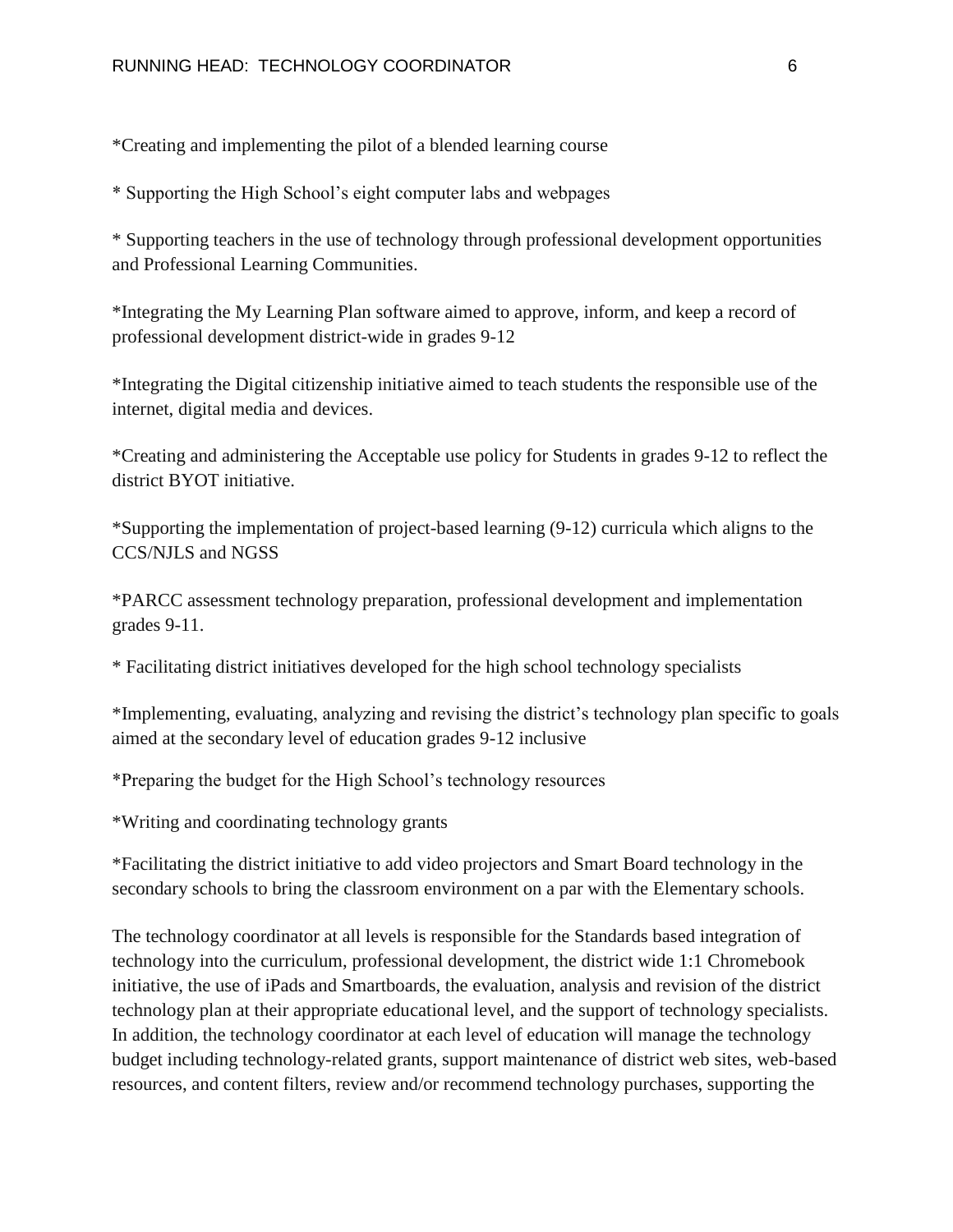*Creating and implementing the pilot of a blended learning course

* Supporting the High School's eight computer labs and webpages

* Supporting teachers in the use of technology through professional development opportunities and Professional Learning Communities.

*Integrating the My Learning Plan software aimed to approve, inform, and keep a record of professional development district-wide in grades 9-12

*Integrating the Digital citizenship initiative aimed to teach students the responsible use of the internet, digital media and devices.

*Creating and administering the Acceptable use policy for Students in grades 9-12 to reflect the district BYOT initiative.

*Supporting the implementation of project-based learning (9-12) curricula which aligns to the CCS/NJLS and NGSS

*PARCC assessment technology preparation, professional development and implementation grades 9-11.

* Facilitating district initiatives developed for the high school technology specialists

*Implementing, evaluating, analyzing and revising the district's technology plan specific to goals aimed at the secondary level of education grades 9-12 inclusive

*Preparing the budget for the High School's technology resources

*Writing and coordinating technology grants

*Facilitating the district initiative to add video projectors and Smart Board technology in the secondary schools to bring the classroom environment on a par with the Elementary schools.

The technology coordinator at all levels is responsible for the Standards based integration of technology into the curriculum, professional development, the district wide 1:1 Chromebook initiative, the use of iPads and Smartboards, the evaluation, analysis and revision of the district technology plan at their appropriate educational level, and the support of technology specialists. In addition, the technology coordinator at each level of education will manage the technology budget including technology-related grants, support maintenance of district web sites, web-based resources, and content filters, review and/or recommend technology purchases, supporting the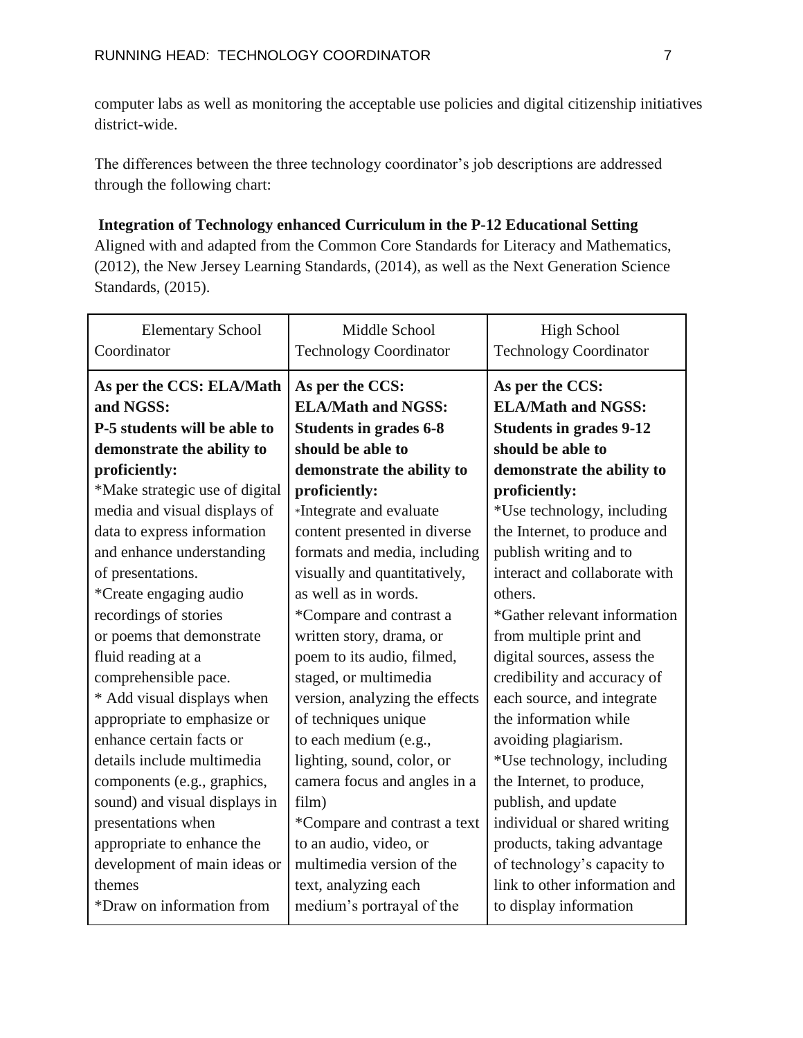computer labs as well as monitoring the acceptable use policies and digital citizenship initiatives district-wide.

The differences between the three technology coordinator's job descriptions are addressed through the following chart:

**Integration of Technology enhanced Curriculum in the P-12 Educational Setting**
Aligned with and adapted from the Common Core Standards for Literacy and Mathematics, (2012), the New Jersey Learning Standards, (2014), as well as the Next Generation Science Standards, (2015).

| Elementary School Coordinator | Middle School Technology Coordinator | High School Technology Coordinator |
|---|---|---|
| **As per the CCS: ELA/Math and NGSS: P-5 students will be able to demonstrate the ability to proficiently:** *Make strategic use of digital media and visual displays of data to express information and enhance understanding of presentations. *Create engaging audio recordings of stories or poems that demonstrate fluid reading at a comprehensible pace. * Add visual displays when appropriate to emphasize or enhance certain facts or details include multimedia components (e.g., graphics, sound) and visual displays in presentations when appropriate to enhance the development of main ideas or themes *Draw on information from | **As per the CCS: ELA/Math and NGSS: Students in grades 6-8 should be able to demonstrate the ability to proficiently:** *Integrate and evaluate content presented in diverse formats and media, including visually and quantitatively, as well as in words. *Compare and contrast a written story, drama, or poem to its audio, filmed, staged, or multimedia version, analyzing the effects of techniques unique to each medium (e.g., lighting, sound, color, or camera focus and angles in a film) *Compare and contrast a text to an audio, video, or multimedia version of the text, analyzing each medium's portrayal of the | **As per the CCS: ELA/Math and NGSS: Students in grades 9-12 should be able to demonstrate the ability to proficiently:** *Use technology, including the Internet, to produce and publish writing and to interact and collaborate with others. *Gather relevant information from multiple print and digital sources, assess the credibility and accuracy of each source, and integrate the information while avoiding plagiarism. *Use technology, including the Internet, to produce, publish, and update individual or shared writing products, taking advantage of technology's capacity to link to other information and to display information |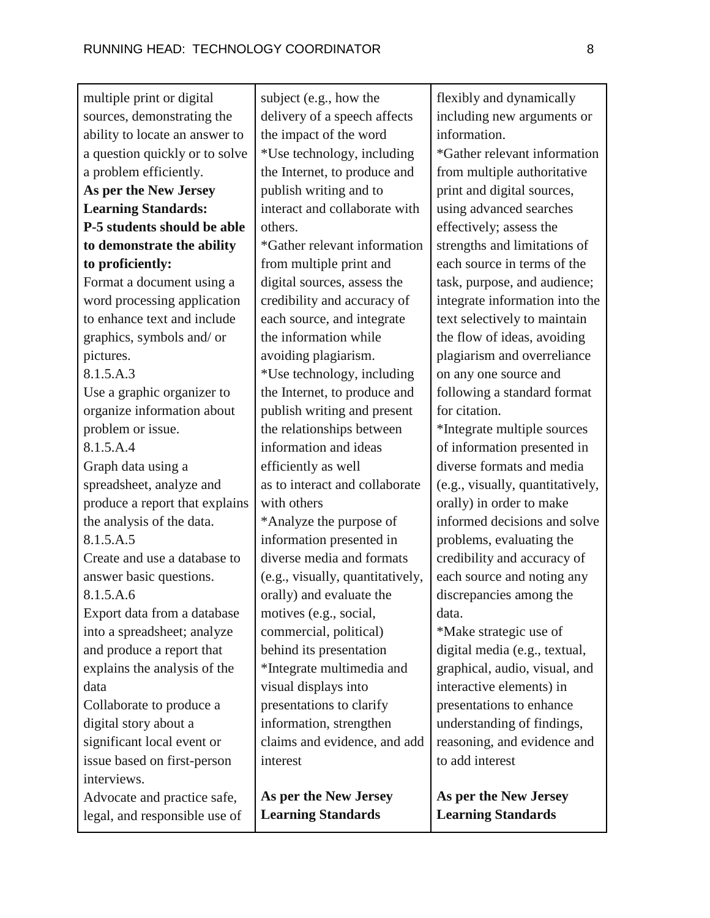| | | |
|---|---|---|
| multiple print or digital sources, demonstrating the ability to locate an answer to a question quickly or to solve a problem efficiently.<br>**As per the New Jersey Learning Standards:**<br>**P-5 students should be able to demonstrate the ability to proficiently:**<br>Format a document using a word processing application to enhance text and include graphics, symbols and/ or pictures.<br>8.1.5.A.3<br>Use a graphic organizer to organize information about problem or issue.<br>8.1.5.A.4<br>Graph data using a spreadsheet, analyze and produce a report that explains the analysis of the data.<br>8.1.5.A.5<br>Create and use a database to answer basic questions.<br>8.1.5.A.6<br>Export data from a database into a spreadsheet; analyze and produce a report that explains the analysis of the data<br>Collaborate to produce a digital story about a significant local event or issue based on first-person interviews.<br>Advocate and practice safe, legal, and responsible use of | subject (e.g., how the delivery of a speech affects the impact of the word<br>*Use technology, including the Internet, to produce and publish writing and to interact and collaborate with others.<br>*Gather relevant information from multiple print and digital sources, assess the credibility and accuracy of each source, and integrate the information while avoiding plagiarism.<br>*Use technology, including the Internet, to produce and publish writing and present the relationships between information and ideas efficiently as well as to interact and collaborate with others<br>*Analyze the purpose of information presented in diverse media and formats (e.g., visually, quantitatively, orally) and evaluate the motives (e.g., social, commercial, political) behind its presentation<br>*Integrate multimedia and visual displays into presentations to clarify information, strengthen claims and evidence, and add interest<br><br>**As per the New Jersey Learning Standards** | flexibly and dynamically including new arguments or information.<br>*Gather relevant information from multiple authoritative print and digital sources, using advanced searches effectively; assess the strengths and limitations of each source in terms of the task, purpose, and audience; integrate information into the text selectively to maintain the flow of ideas, avoiding plagiarism and overreliance on any one source and following a standard format for citation.<br>*Integrate multiple sources of information presented in diverse formats and media (e.g., visually, quantitatively, orally) in order to make informed decisions and solve problems, evaluating the credibility and accuracy of each source and noting any discrepancies among the data.<br>*Make strategic use of digital media (e.g., textual, graphical, audio, visual, and interactive elements) in presentations to enhance understanding of findings, reasoning, and evidence and to add interest<br><br>**As per the New Jersey Learning Standards** |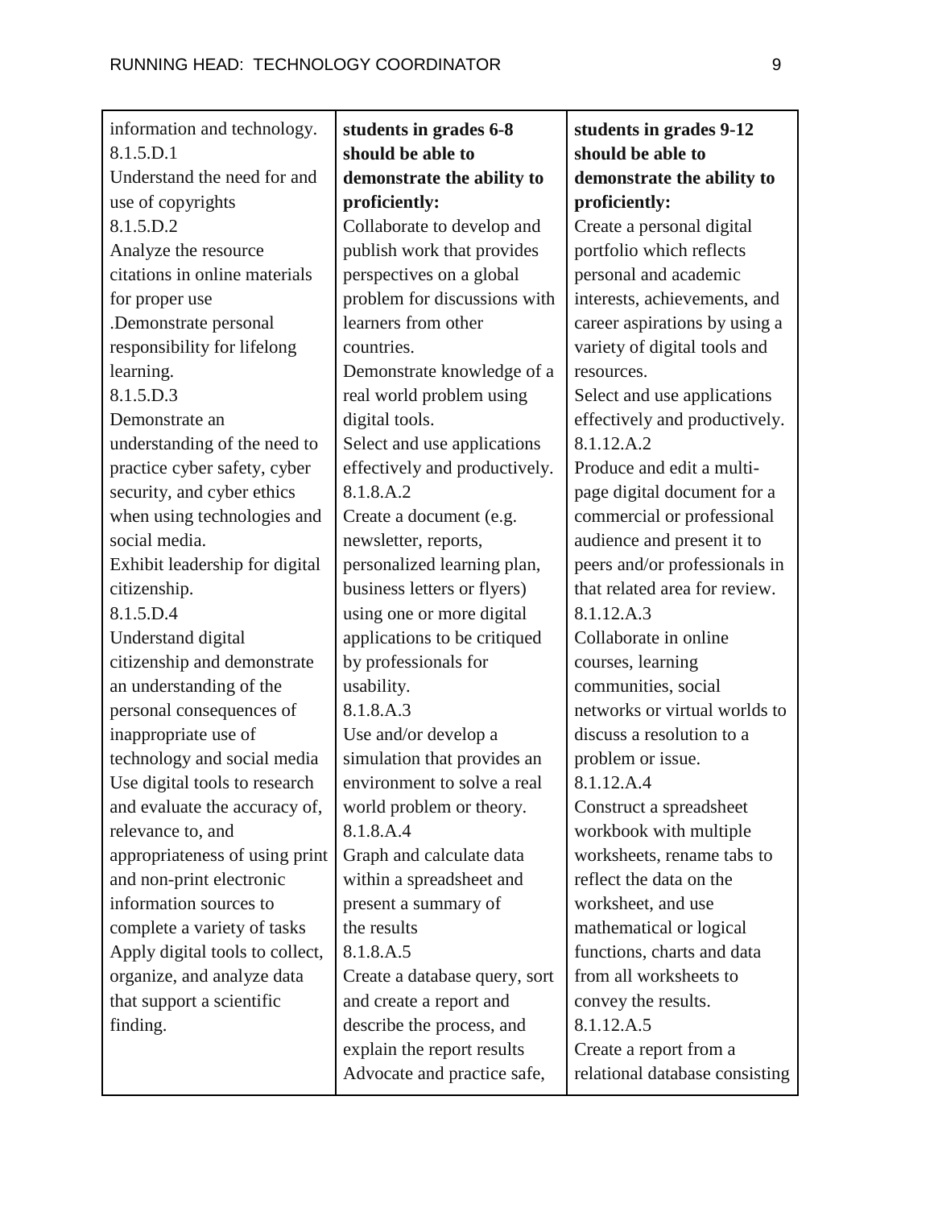| information and technology.<br>8.1.5.D.1<br>Understand the need for and use of copyrights<br>8.1.5.D.2<br>Analyze the resource citations in online materials for proper use<br>.Demonstrate personal responsibility for lifelong learning.<br>8.1.5.D.3<br>Demonstrate an understanding of the need to practice cyber safety, cyber security, and cyber ethics when using technologies and social media.<br>Exhibit leadership for digital citizenship.<br>8.1.5.D.4<br>Understand digital citizenship and demonstrate an understanding of the personal consequences of inappropriate use of technology and social media<br>Use digital tools to research and evaluate the accuracy of, relevance to, and appropriateness of using print and non-print electronic information sources to complete a variety of tasks<br>Apply digital tools to collect, organize, and analyze data that support a scientific finding. | **students in grades 6-8 should be able to demonstrate the ability to proficiently:**<br>Collaborate to develop and publish work that provides perspectives on a global problem for discussions with learners from other countries.<br>Demonstrate knowledge of a real world problem using digital tools.<br>Select and use applications effectively and productively.<br>8.1.8.A.2<br>Create a document (e.g. newsletter, reports, personalized learning plan, business letters or flyers) using one or more digital applications to be critiqued by professionals for usability.<br>8.1.8.A.3<br>Use and/or develop a simulation that provides an environment to solve a real world problem or theory.<br>8.1.8.A.4<br>Graph and calculate data within a spreadsheet and present a summary of the results<br>8.1.8.A.5<br>Create a database query, sort and create a report and describe the process, and explain the report results<br>Advocate and practice safe, | **students in grades 9-12 should be able to demonstrate the ability to proficiently:**<br>Create a personal digital portfolio which reflects personal and academic interests, achievements, and career aspirations by using a variety of digital tools and resources.<br>Select and use applications effectively and productively.<br>8.1.12.A.2<br>Produce and edit a multi-page digital document for a commercial or professional audience and present it to peers and/or professionals in that related area for review.<br>8.1.12.A.3<br>Collaborate in online courses, learning communities, social networks or virtual worlds to discuss a resolution to a problem or issue.<br>8.1.12.A.4<br>Construct a spreadsheet workbook with multiple worksheets, rename tabs to reflect the data on the worksheet, and use mathematical or logical functions, charts and data from all worksheets to convey the results.<br>8.1.12.A.5<br>Create a report from a relational database consisting |
|---|---|---|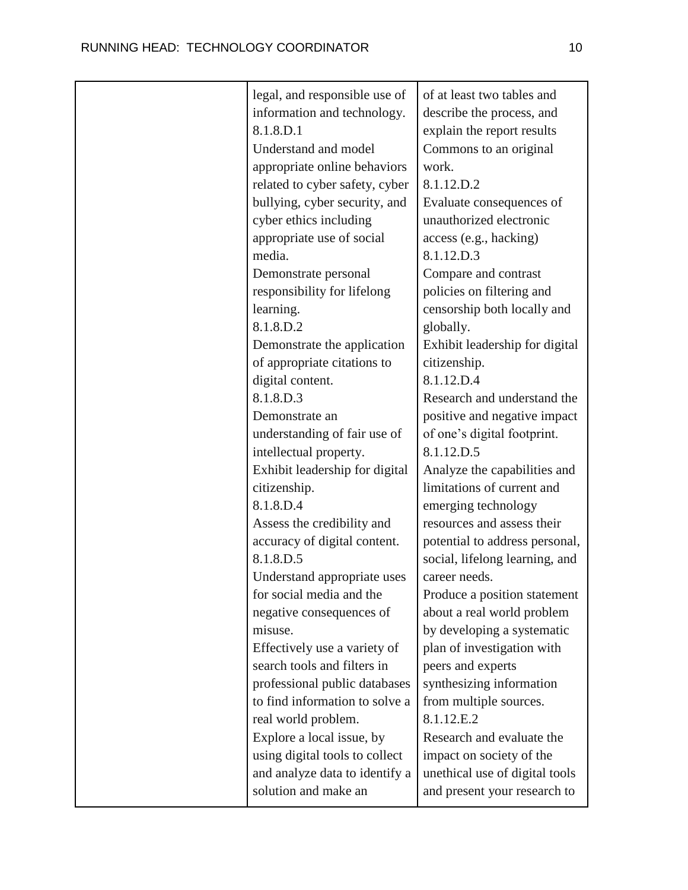|  |  |  |
|---|---|---|
|  | legal, and responsible use of information and technology.<br>8.1.8.D.1<br>Understand and model appropriate online behaviors related to cyber safety, cyber bullying, cyber security, and cyber ethics including appropriate use of social media.<br>Demonstrate personal responsibility for lifelong learning.<br>8.1.8.D.2<br>Demonstrate the application of appropriate citations to digital content.<br>8.1.8.D.3<br>Demonstrate an understanding of fair use of intellectual property.<br>Exhibit leadership for digital citizenship.<br>8.1.8.D.4<br>Assess the credibility and accuracy of digital content.<br>8.1.8.D.5<br>Understand appropriate uses for social media and the negative consequences of misuse.<br>Effectively use a variety of search tools and filters in professional public databases to find information to solve a real world problem.<br>Explore a local issue, by using digital tools to collect and analyze data to identify a solution and make an | of at least two tables and describe the process, and explain the report results Commons to an original work.<br>8.1.12.D.2<br>Evaluate consequences of unauthorized electronic access (e.g., hacking)<br>8.1.12.D.3<br>Compare and contrast policies on filtering and censorship both locally and globally.<br>Exhibit leadership for digital citizenship.<br>8.1.12.D.4<br>Research and understand the positive and negative impact of one's digital footprint.<br>8.1.12.D.5<br>Analyze the capabilities and limitations of current and emerging technology resources and assess their potential to address personal, social, lifelong learning, and career needs.<br>Produce a position statement about a real world problem by developing a systematic plan of investigation with peers and experts synthesizing information from multiple sources.<br>8.1.12.E.2<br>Research and evaluate the impact on society of the unethical use of digital tools and present your research to |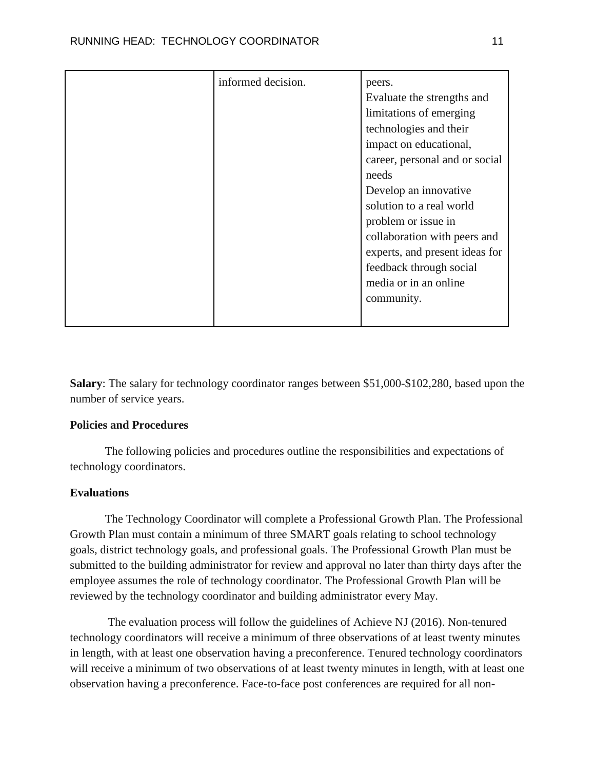| | | |
|---|---|---|
| | informed decision. | peers.<br>Evaluate the strengths and limitations of emerging technologies and their impact on educational, career, personal and or social needs<br>Develop an innovative solution to a real world problem or issue in collaboration with peers and experts, and present ideas for feedback through social media or in an online community. |

**Salary**: The salary for technology coordinator ranges between $51,000-$102,280, based upon the number of service years.

**Policies and Procedures**

The following policies and procedures outline the responsibilities and expectations of technology coordinators.

**Evaluations**

The Technology Coordinator will complete a Professional Growth Plan. The Professional Growth Plan must contain a minimum of three SMART goals relating to school technology goals, district technology goals, and professional goals. The Professional Growth Plan must be submitted to the building administrator for review and approval no later than thirty days after the employee assumes the role of technology coordinator. The Professional Growth Plan will be reviewed by the technology coordinator and building administrator every May.

The evaluation process will follow the guidelines of Achieve NJ (2016). Non-tenured technology coordinators will receive a minimum of three observations of at least twenty minutes in length, with at least one observation having a preconference. Tenured technology coordinators will receive a minimum of two observations of at least twenty minutes in length, with at least one observation having a preconference. Face-to-face post conferences are required for all non-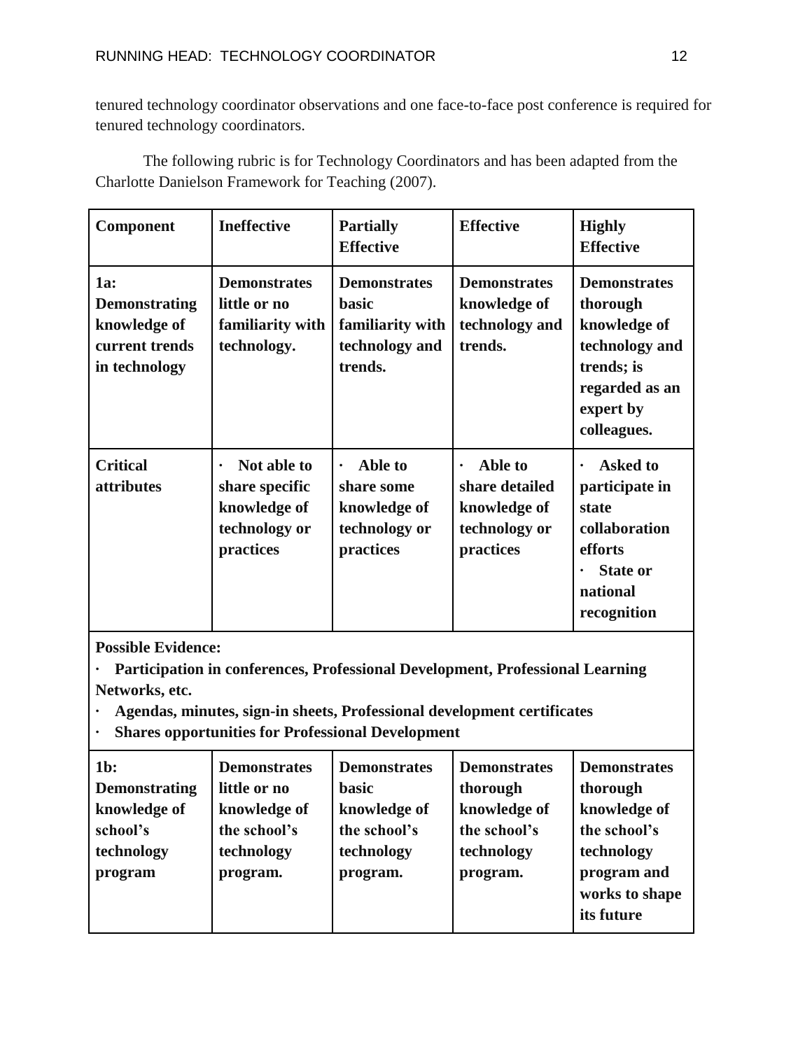tenured technology coordinator observations and one face-to-face post conference is required for tenured technology coordinators.

The following rubric is for Technology Coordinators and has been adapted from the Charlotte Danielson Framework for Teaching (2007).

| **Component** | **Ineffective** | **Partially Effective** | **Effective** | **Highly Effective** |
|---|---|---|---|---|
| **1a: Demonstrating knowledge of current trends in technology** | **Demonstrates little or no familiarity with technology.** | **Demonstrates basic familiarity with technology and trends.** | **Demonstrates knowledge of technology and trends.** | **Demonstrates thorough knowledge of technology and trends; is regarded as an expert by colleagues.** |
| **Critical attributes** | **· Not able to share specific knowledge of technology or practices** | **· Able to share some knowledge of technology or practices** | **· Able to share detailed knowledge of technology or practices** | **· Asked to participate in state collaboration efforts<br>· State or national recognition** |
| **Possible Evidence:<br>· Participation in conferences, Professional Development, Professional Learning Networks, etc.<br>· Agendas, minutes, sign-in sheets, Professional development certificates<br>· Shares opportunities for Professional Development** | | | | |
| **1b: Demonstrating knowledge of school's technology program** | **Demonstrates little or no knowledge of the school's technology program.** | **Demonstrates basic knowledge of the school's technology program.** | **Demonstrates thorough knowledge of the school's technology program.** | **Demonstrates thorough knowledge of the school's technology program and works to shape its future** |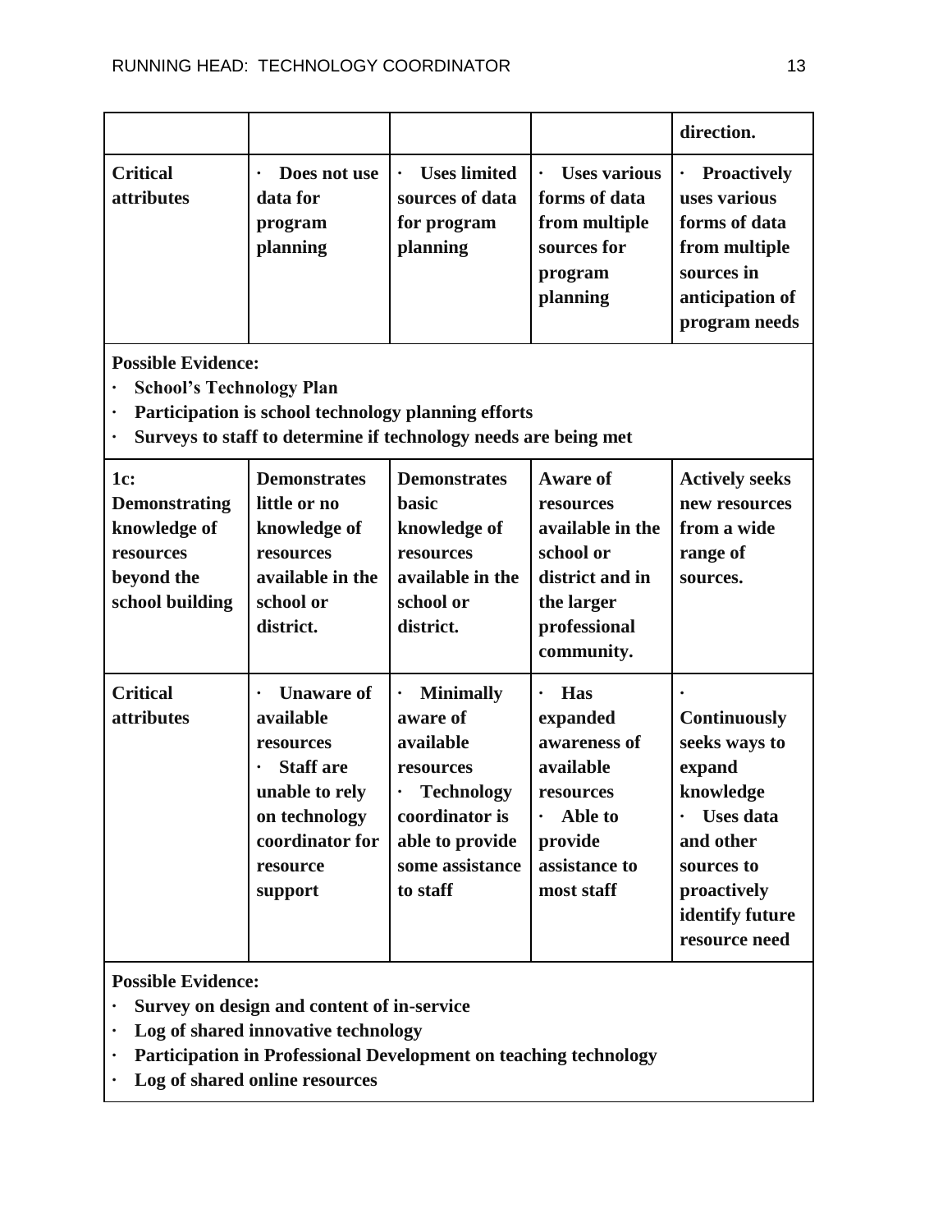| | | | | direction. |
|---|---|---|---|---|
| **Critical attributes** | · **Does not use data for program planning** | · **Uses limited sources of data for program planning** | · **Uses various forms of data from multiple sources for program planning** | · **Proactively uses various forms of data from multiple sources in anticipation of program needs** |
| **Possible Evidence:** · **School's Technology Plan** · **Participation is school technology planning efforts** · **Surveys to staff to determine if technology needs are being met** | | | | |
| **1c: Demonstrating knowledge of resources beyond the school building** | **Demonstrates little or no knowledge of resources available in the school or district.** | **Demonstrates basic knowledge of resources available in the school or district.** | **Aware of resources available in the school or district and in the larger professional community.** | **Actively seeks new resources from a wide range of sources.** |
| **Critical attributes** | · **Unaware of available resources** · **Staff are unable to rely on technology coordinator for resource support** | · **Minimally aware of available resources** · **Technology coordinator is able to provide some assistance to staff** | · **Has expanded awareness of available resources** · **Able to provide assistance to most staff** | · **Continuously seeks ways to expand knowledge** · **Uses data and other sources to proactively identify future resource need** |
| **Possible Evidence:** · **Survey on design and content of in-service** · **Log of shared innovative technology** · **Participation in Professional Development on teaching technology** · **Log of shared online resources** | | | | |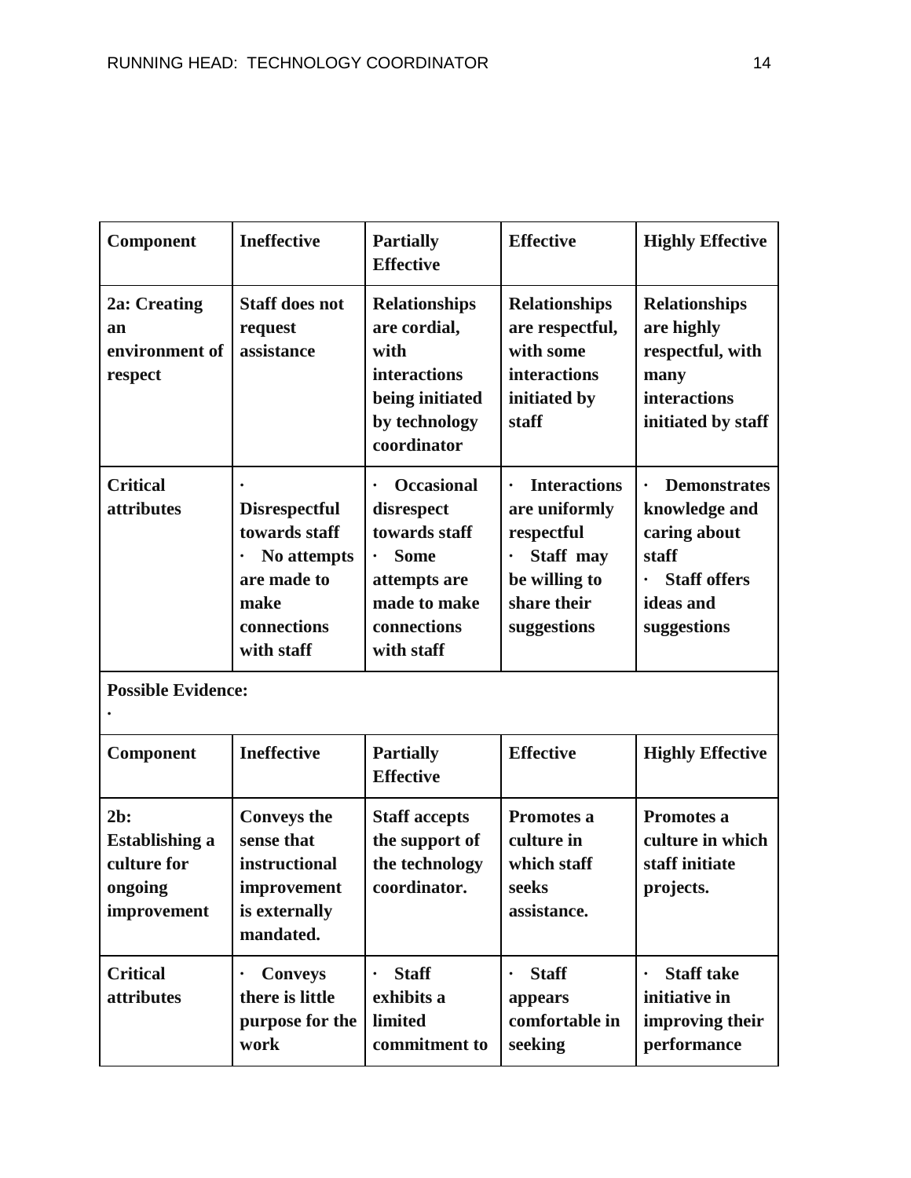| Component | Ineffective | Partially Effective | Effective | Highly Effective |
|---|---|---|---|---|
| **2a: Creating an environment of respect** | **Staff does not request assistance** | **Relationships are cordial, with interactions being initiated by technology coordinator** | **Relationships are respectful, with some interactions initiated by staff** | **Relationships are highly respectful, with many interactions initiated by staff** |
| **Critical attributes** | **· Disrespectful towards staff<br>· No attempts are made to make connections with staff** | **· Occasional disrespect towards staff<br>· Some attempts are made to make connections with staff** | **· Interactions are uniformly respectful<br>· Staff may be willing to share their suggestions** | **· Demonstrates knowledge and caring about staff<br>· Staff offers ideas and suggestions** |
| **Possible Evidence:**<br>· | | | | |
| **Component** | **Ineffective** | **Partially Effective** | **Effective** | **Highly Effective** |
| **2b: Establishing a culture for ongoing improvement** | **Conveys the sense that instructional improvement is externally mandated.** | **Staff accepts the support of the technology coordinator.** | **Promotes a culture in which staff seeks assistance.** | **Promotes a culture in which staff initiate projects.** |
| **Critical attributes** | **· Conveys there is little purpose for the work** | **· Staff exhibits a limited commitment to** | **· Staff appears comfortable in seeking** | **· Staff take initiative in improving their performance** |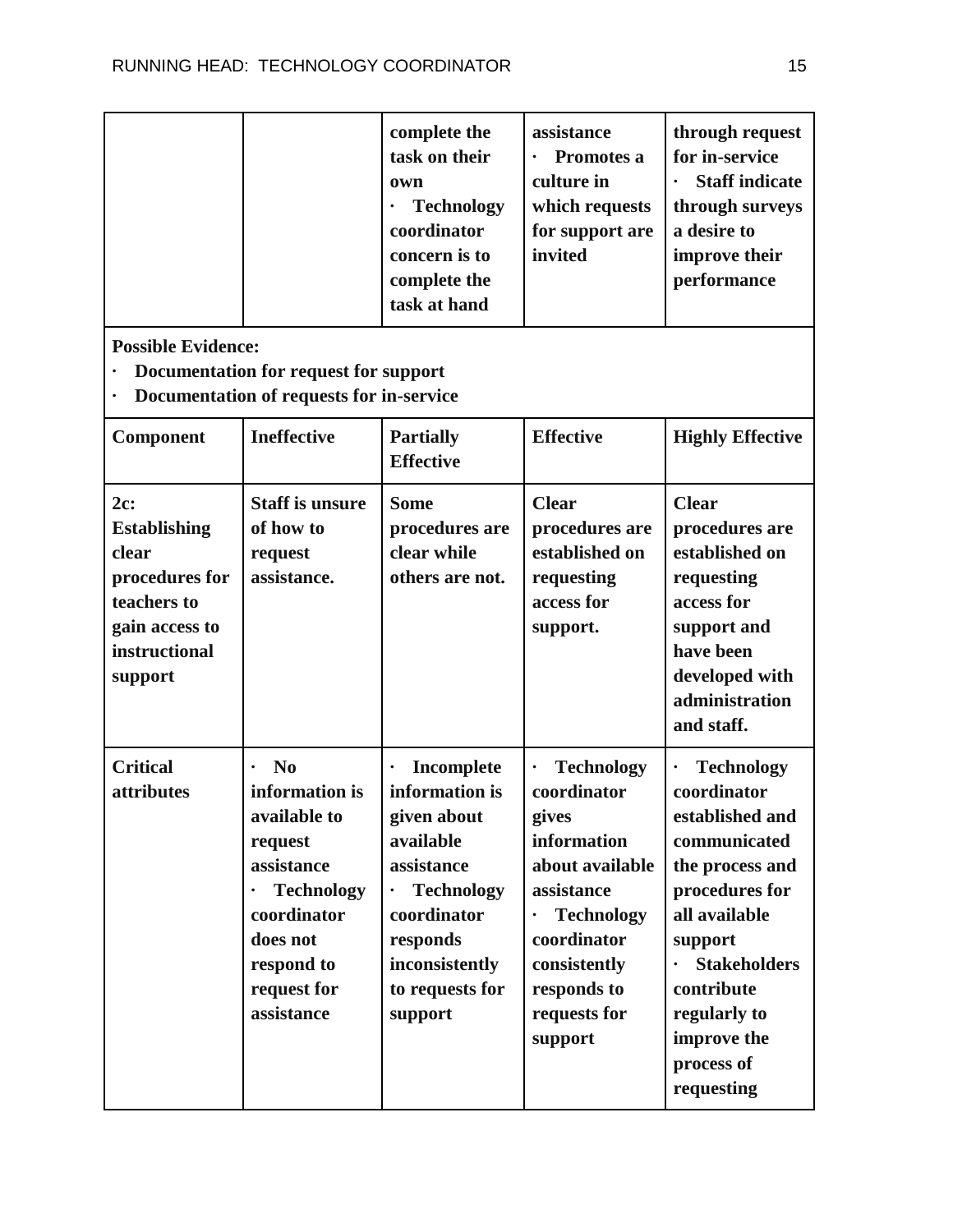| | | complete the task on their own<br>· Technology coordinator concern is to complete the task at hand | assistance<br>· Promotes a culture in which requests for support are invited | through request for in-service<br>· Staff indicate through surveys a desire to improve their performance |
|---|---|---|---|---|

**Possible Evidence:**

- **Documentation for request for support**
- **Documentation of requests for in-service**

| Component | Ineffective | Partially Effective | Effective | Highly Effective |
|---|---|---|---|---|
| **2c: Establishing clear procedures for teachers to gain access to instructional support** | **Staff is unsure of how to request assistance.** | **Some procedures are clear while others are not.** | **Clear procedures are established on requesting access for support.** | **Clear procedures are established on requesting access for support and have been developed with administration and staff.** |
| **Critical attributes** | · **No information is available to request assistance**<br>· **Technology coordinator does not respond to request for assistance** | · **Incomplete information is given about available assistance**<br>· **Technology coordinator responds inconsistently to requests for support** | · **Technology coordinator gives information about available assistance**<br>· **Technology coordinator consistently responds to requests for support** | · **Technology coordinator established and communicated the process and procedures for all available support**<br>· **Stakeholders contribute regularly to improve the process of requesting** |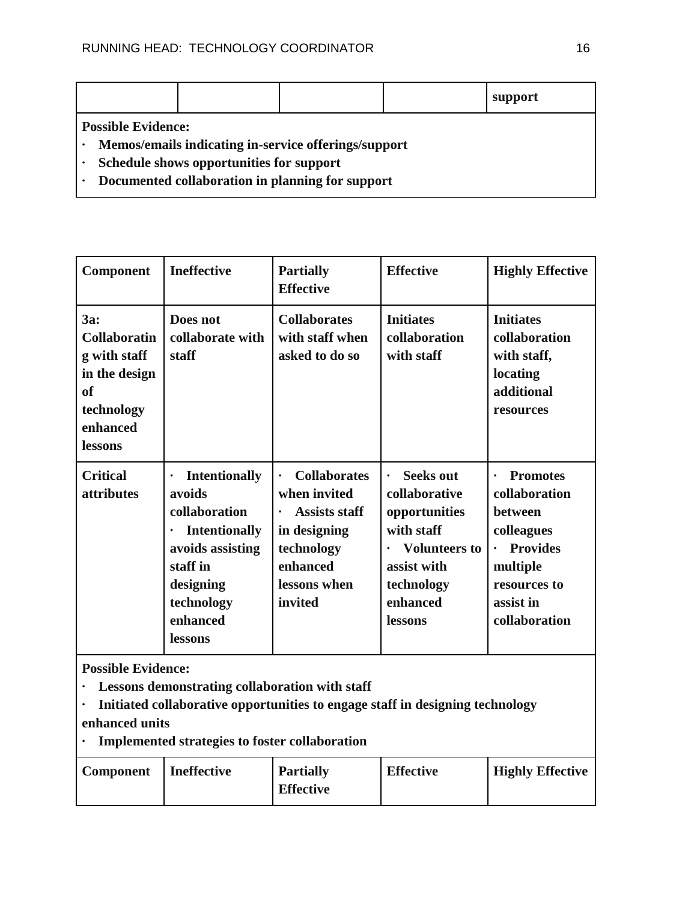| | | | | support |
|---|---|---|---|---|

**Possible Evidence:**
- **Memos/emails indicating in-service offerings/support**
- **Schedule shows opportunities for support**
- **Documented collaboration in planning for support**

| Component | Ineffective | Partially Effective | Effective | Highly Effective |
|---|---|---|---|---|
| **3a: Collaborating with staff in the design of technology enhanced lessons** | **Does not collaborate with staff** | **Collaborates with staff when asked to do so** | **Initiates collaboration with staff** | **Initiates collaboration with staff, locating additional resources** |
| **Critical attributes** | · **Intentionally avoids collaboration** · **Intentionally avoids assisting staff in designing technology enhanced lessons** | · **Collaborates when invited** · **Assists staff in designing technology enhanced lessons when invited** | · **Seeks out collaborative opportunities with staff** · **Volunteers to assist with technology enhanced lessons** | · **Promotes collaboration between colleagues** · **Provides multiple resources to assist in collaboration** |

**Possible Evidence:**
- **Lessons demonstrating collaboration with staff**
- **Initiated collaborative opportunities to engage staff in designing technology enhanced units**
- **Implemented strategies to foster collaboration**

| Component | Ineffective | Partially Effective | Effective | Highly Effective |
|---|---|---|---|---|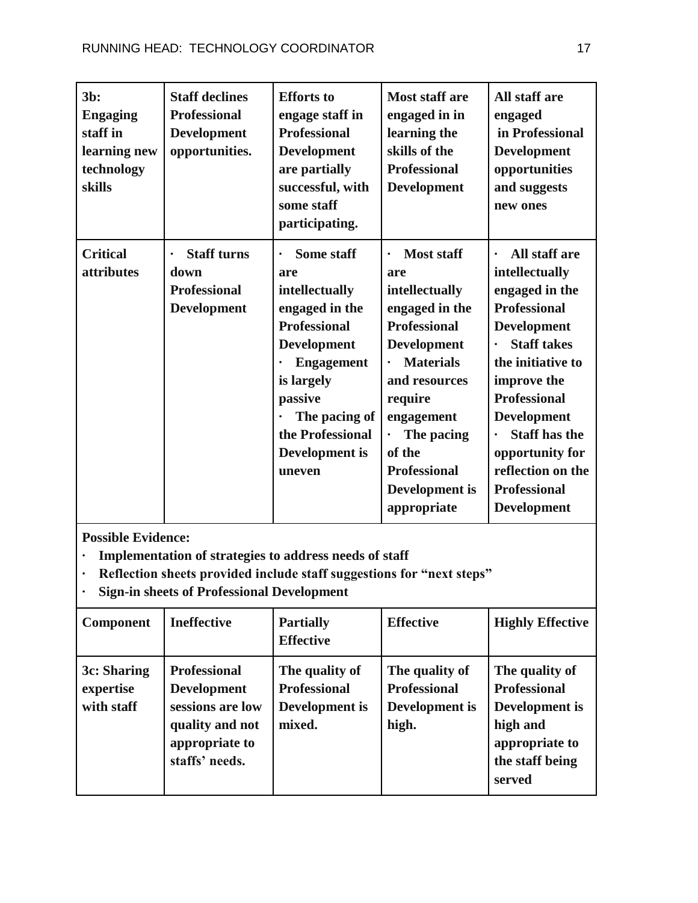| 3b: Engaging staff in learning new technology skills | Staff declines Professional Development opportunities. | Efforts to engage staff in Professional Development are partially successful, with some staff participating. | Most staff are engaged in in learning the skills of the Professional Development | All staff are engaged in Professional Development opportunities and suggests new ones |
|---|---|---|---|---|
| Critical attributes | · Staff turns down Professional Development | · Some staff are intellectually engaged in the Professional Development<br>· Engagement is largely passive<br>· The pacing of the Professional Development is uneven | · Most staff are intellectually engaged in the Professional Development<br>· Materials and resources require engagement<br>· The pacing of the Professional Development is appropriate | · All staff are intellectually engaged in the Professional Development<br>· Staff takes the initiative to improve the Professional Development<br>· Staff has the opportunity for reflection on the Professional Development |

**Possible Evidence:**

- **Implementation of strategies to address needs of staff**
- **Reflection sheets provided include staff suggestions for "next steps"**
- **Sign-in sheets of Professional Development**

| Component | Ineffective | Partially Effective | Effective | Highly Effective |
|---|---|---|---|---|
| 3c: Sharing expertise with staff | Professional Development sessions are low quality and not appropriate to staffs' needs. | The quality of Professional Development is mixed. | The quality of Professional Development is high. | The quality of Professional Development is high and appropriate to the staff being served |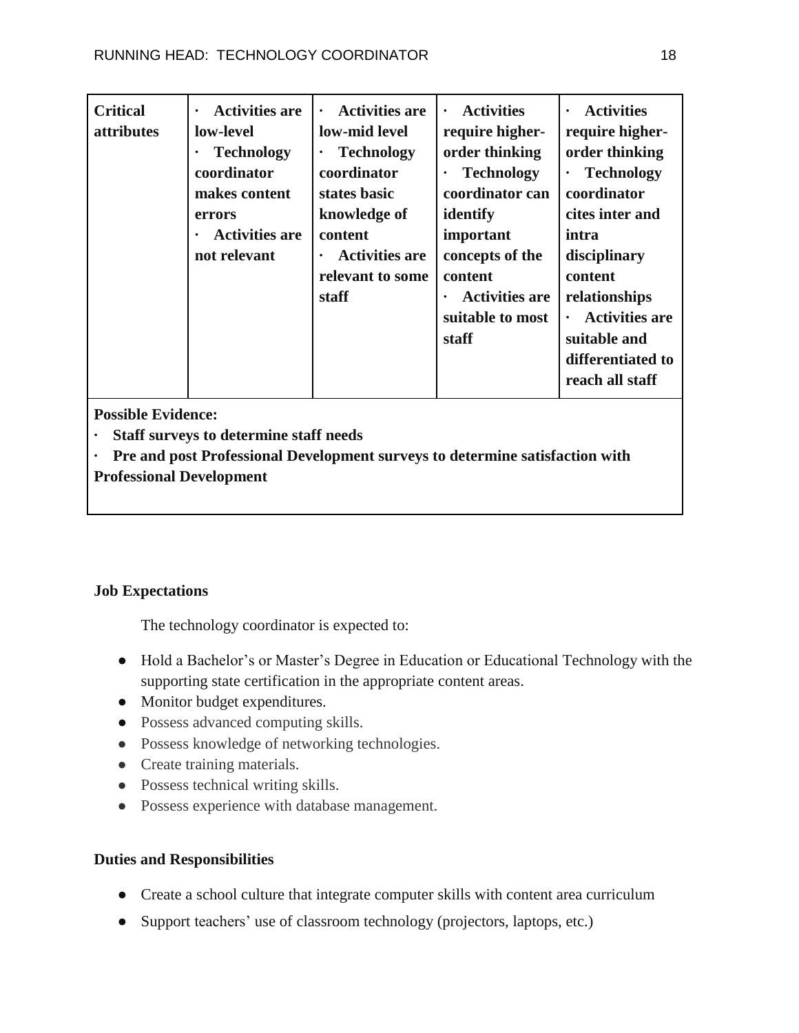| **Critical attributes** | · **Activities are low-level** · **Technology coordinator makes content errors** · **Activities are not relevant** | · **Activities are low-mid level** · **Technology coordinator states basic knowledge of content** · **Activities are relevant to some staff** | · **Activities require higher-order thinking** · **Technology coordinator can identify important concepts of the content** · **Activities are suitable to most staff** | · **Activities require higher-order thinking** · **Technology coordinator cites inter and intra disciplinary content relationships** · **Activities are suitable and differentiated to reach all staff** |
|---|---|---|---|---|
| **Possible Evidence:** · **Staff surveys to determine staff needs** · **Pre and post Professional Development surveys to determine satisfaction with Professional Development** | | | | |

**Job Expectations**

The technology coordinator is expected to:

- Hold a Bachelor's or Master's Degree in Education or Educational Technology with the supporting state certification in the appropriate content areas.
- Monitor budget expenditures.
- Possess advanced computing skills.
- Possess knowledge of networking technologies.
- Create training materials.
- Possess technical writing skills.
- Possess experience with database management.

**Duties and Responsibilities**

- Create a school culture that integrate computer skills with content area curriculum
- Support teachers' use of classroom technology (projectors, laptops, etc.)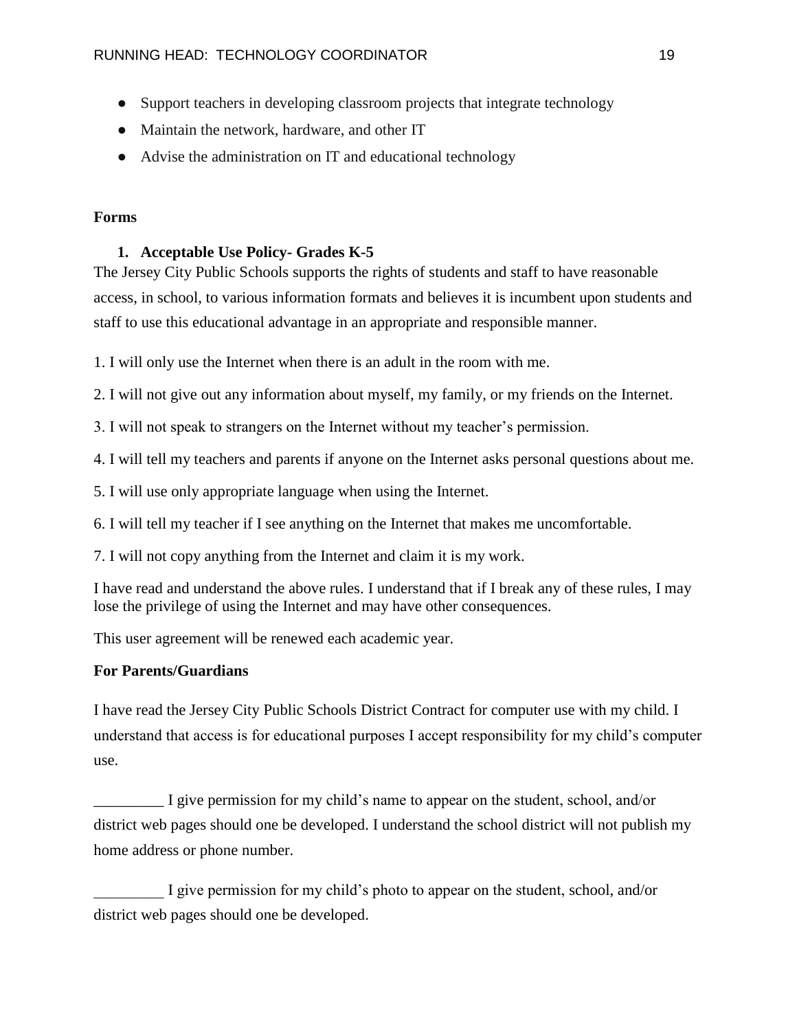- Support teachers in developing classroom projects that integrate technology
- Maintain the network, hardware, and other IT
- Advise the administration on IT and educational technology

**Forms**

1. **Acceptable Use Policy- Grades K-5**

The Jersey City Public Schools supports the rights of students and staff to have reasonable access, in school, to various information formats and believes it is incumbent upon students and staff to use this educational advantage in an appropriate and responsible manner.

1. I will only use the Internet when there is an adult in the room with me.

2. I will not give out any information about myself, my family, or my friends on the Internet.

3. I will not speak to strangers on the Internet without my teacher's permission.

4. I will tell my teachers and parents if anyone on the Internet asks personal questions about me.

5. I will use only appropriate language when using the Internet.

6. I will tell my teacher if I see anything on the Internet that makes me uncomfortable.

7. I will not copy anything from the Internet and claim it is my work.

I have read and understand the above rules. I understand that if I break any of these rules, I may lose the privilege of using the Internet and may have other consequences.

This user agreement will be renewed each academic year.

**For Parents/Guardians**

I have read the Jersey City Public Schools District Contract for computer use with my child. I understand that access is for educational purposes I accept responsibility for my child's computer use.

_________ I give permission for my child's name to appear on the student, school, and/or district web pages should one be developed. I understand the school district will not publish my home address or phone number.

_________ I give permission for my child's photo to appear on the student, school, and/or district web pages should one be developed.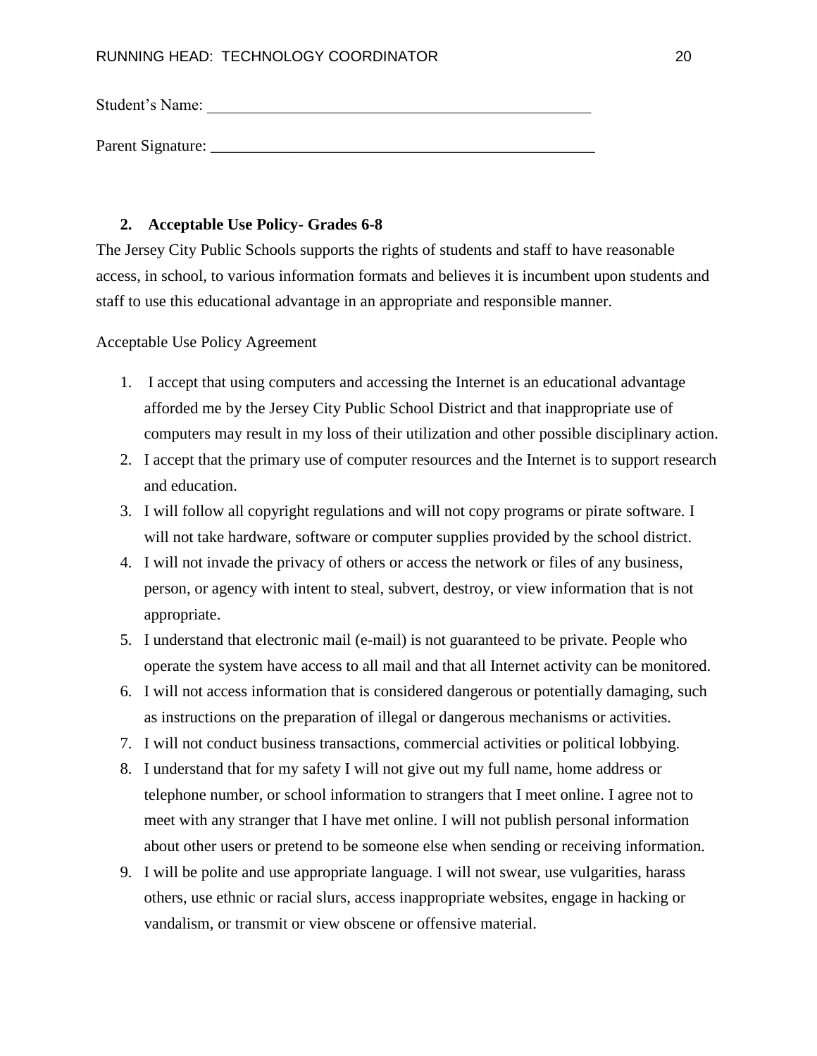Student's Name: ___________________________________________________

Parent Signature: _________________________________________________

**2. Acceptable Use Policy- Grades 6-8**

The Jersey City Public Schools supports the rights of students and staff to have reasonable access, in school, to various information formats and believes it is incumbent upon students and staff to use this educational advantage in an appropriate and responsible manner.

Acceptable Use Policy Agreement

1. I accept that using computers and accessing the Internet is an educational advantage afforded me by the Jersey City Public School District and that inappropriate use of computers may result in my loss of their utilization and other possible disciplinary action.
2. I accept that the primary use of computer resources and the Internet is to support research and education.
3. I will follow all copyright regulations and will not copy programs or pirate software. I will not take hardware, software or computer supplies provided by the school district.
4. I will not invade the privacy of others or access the network or files of any business, person, or agency with intent to steal, subvert, destroy, or view information that is not appropriate.
5. I understand that electronic mail (e-mail) is not guaranteed to be private. People who operate the system have access to all mail and that all Internet activity can be monitored.
6. I will not access information that is considered dangerous or potentially damaging, such as instructions on the preparation of illegal or dangerous mechanisms or activities.
7. I will not conduct business transactions, commercial activities or political lobbying.
8. I understand that for my safety I will not give out my full name, home address or telephone number, or school information to strangers that I meet online. I agree not to meet with any stranger that I have met online. I will not publish personal information about other users or pretend to be someone else when sending or receiving information.
9. I will be polite and use appropriate language. I will not swear, use vulgarities, harass others, use ethnic or racial slurs, access inappropriate websites, engage in hacking or vandalism, or transmit or view obscene or offensive material.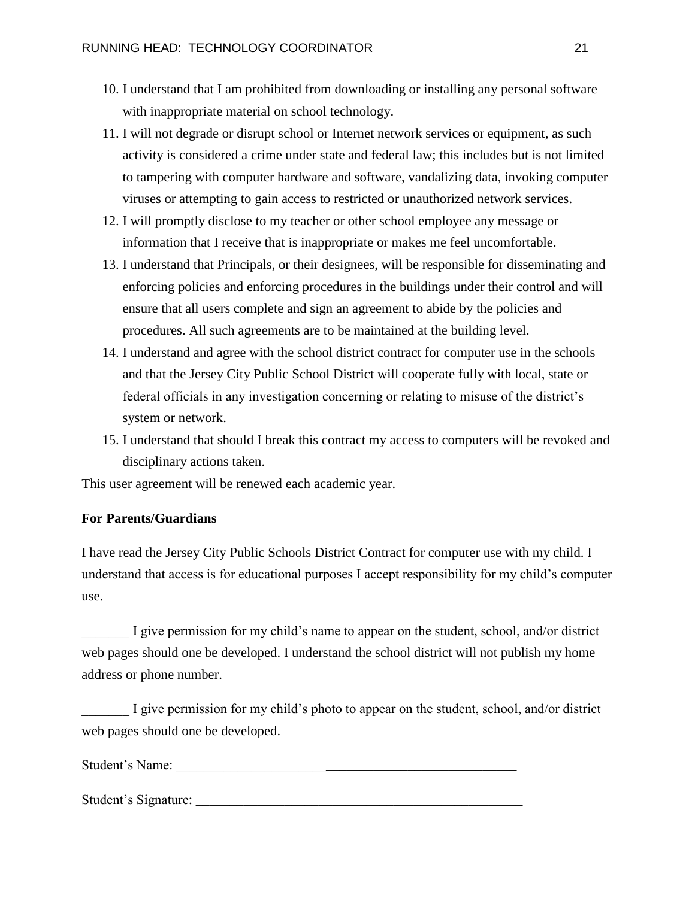10. I understand that I am prohibited from downloading or installing any personal software with inappropriate material on school technology.
11. I will not degrade or disrupt school or Internet network services or equipment, as such activity is considered a crime under state and federal law; this includes but is not limited to tampering with computer hardware and software, vandalizing data, invoking computer viruses or attempting to gain access to restricted or unauthorized network services.
12. I will promptly disclose to my teacher or other school employee any message or information that I receive that is inappropriate or makes me feel uncomfortable.
13. I understand that Principals, or their designees, will be responsible for disseminating and enforcing policies and enforcing procedures in the buildings under their control and will ensure that all users complete and sign an agreement to abide by the policies and procedures. All such agreements are to be maintained at the building level.
14. I understand and agree with the school district contract for computer use in the schools and that the Jersey City Public School District will cooperate fully with local, state or federal officials in any investigation concerning or relating to misuse of the district's system or network.
15. I understand that should I break this contract my access to computers will be revoked and disciplinary actions taken.

This user agreement will be renewed each academic year.

**For Parents/Guardians**

I have read the Jersey City Public Schools District Contract for computer use with my child. I understand that access is for educational purposes I accept responsibility for my child's computer use.

_______ I give permission for my child's name to appear on the student, school, and/or district web pages should one be developed. I understand the school district will not publish my home address or phone number.

_______ I give permission for my child's photo to appear on the student, school, and/or district web pages should one be developed.

Student's Name: ___________________________________________________

Student's Signature: ________________________________________________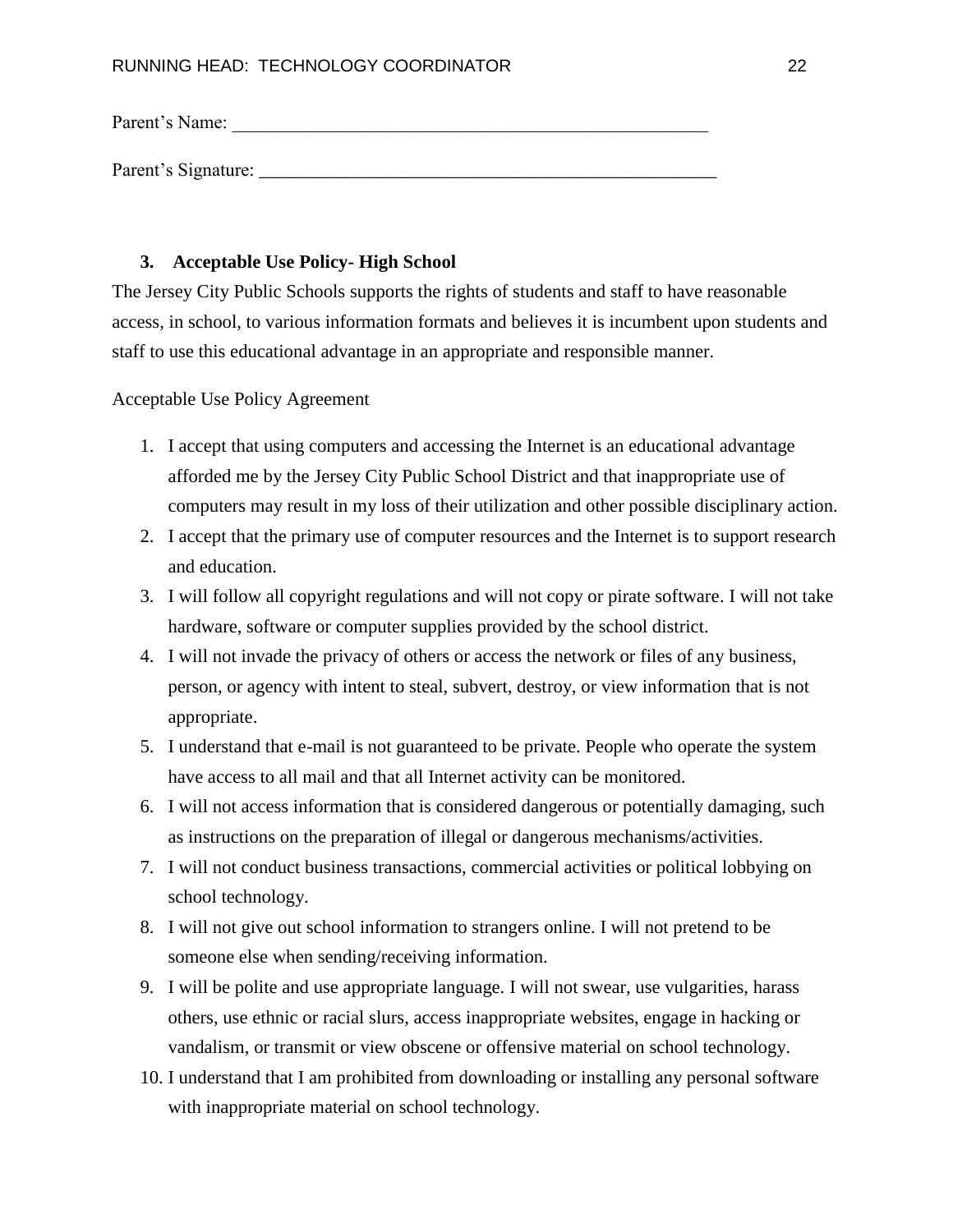Parent's Name: ______________________________________________________

Parent's Signature: ___________________________________________________

### 3. Acceptable Use Policy- High School

The Jersey City Public Schools supports the rights of students and staff to have reasonable access, in school, to various information formats and believes it is incumbent upon students and staff to use this educational advantage in an appropriate and responsible manner.

Acceptable Use Policy Agreement

1. I accept that using computers and accessing the Internet is an educational advantage afforded me by the Jersey City Public School District and that inappropriate use of computers may result in my loss of their utilization and other possible disciplinary action.
2. I accept that the primary use of computer resources and the Internet is to support research and education.
3. I will follow all copyright regulations and will not copy or pirate software. I will not take hardware, software or computer supplies provided by the school district.
4. I will not invade the privacy of others or access the network or files of any business, person, or agency with intent to steal, subvert, destroy, or view information that is not appropriate.
5. I understand that e-mail is not guaranteed to be private. People who operate the system have access to all mail and that all Internet activity can be monitored.
6. I will not access information that is considered dangerous or potentially damaging, such as instructions on the preparation of illegal or dangerous mechanisms/activities.
7. I will not conduct business transactions, commercial activities or political lobbying on school technology.
8. I will not give out school information to strangers online. I will not pretend to be someone else when sending/receiving information.
9. I will be polite and use appropriate language. I will not swear, use vulgarities, harass others, use ethnic or racial slurs, access inappropriate websites, engage in hacking or vandalism, or transmit or view obscene or offensive material on school technology.
10. I understand that I am prohibited from downloading or installing any personal software with inappropriate material on school technology.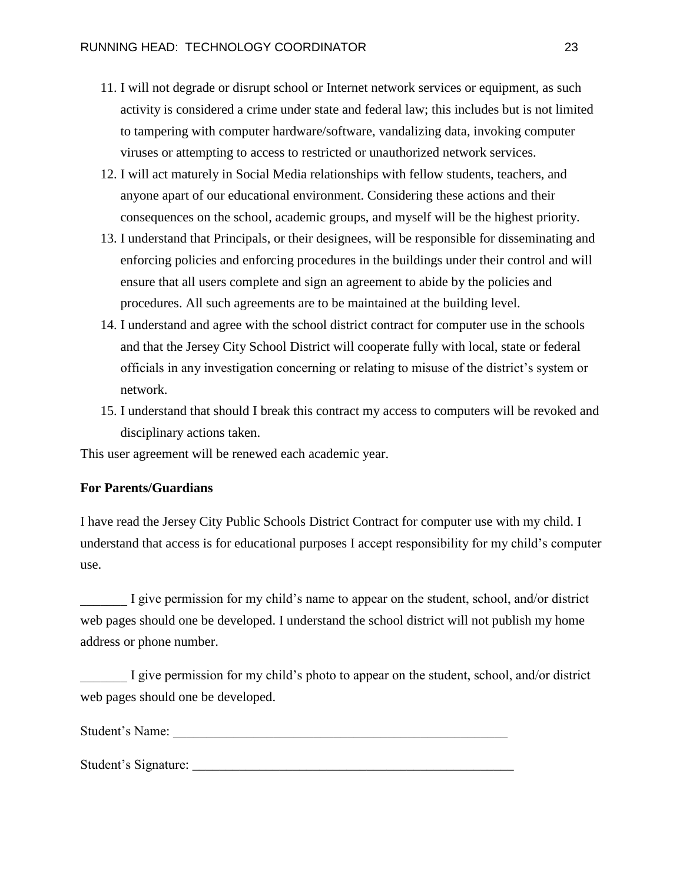11. I will not degrade or disrupt school or Internet network services or equipment, as such activity is considered a crime under state and federal law; this includes but is not limited to tampering with computer hardware/software, vandalizing data, invoking computer viruses or attempting to access to restricted or unauthorized network services.
12. I will act maturely in Social Media relationships with fellow students, teachers, and anyone apart of our educational environment. Considering these actions and their consequences on the school, academic groups, and myself will be the highest priority.
13. I understand that Principals, or their designees, will be responsible for disseminating and enforcing policies and enforcing procedures in the buildings under their control and will ensure that all users complete and sign an agreement to abide by the policies and procedures. All such agreements are to be maintained at the building level.
14. I understand and agree with the school district contract for computer use in the schools and that the Jersey City School District will cooperate fully with local, state or federal officials in any investigation concerning or relating to misuse of the district's system or network.
15. I understand that should I break this contract my access to computers will be revoked and disciplinary actions taken.

This user agreement will be renewed each academic year.

**For Parents/Guardians**

I have read the Jersey City Public Schools District Contract for computer use with my child. I understand that access is for educational purposes I accept responsibility for my child's computer use.

_______ I give permission for my child's name to appear on the student, school, and/or district web pages should one be developed. I understand the school district will not publish my home address or phone number.

_______ I give permission for my child's photo to appear on the student, school, and/or district web pages should one be developed.

Student's Name: _____________________________________________________

Student's Signature: ___________________________________________________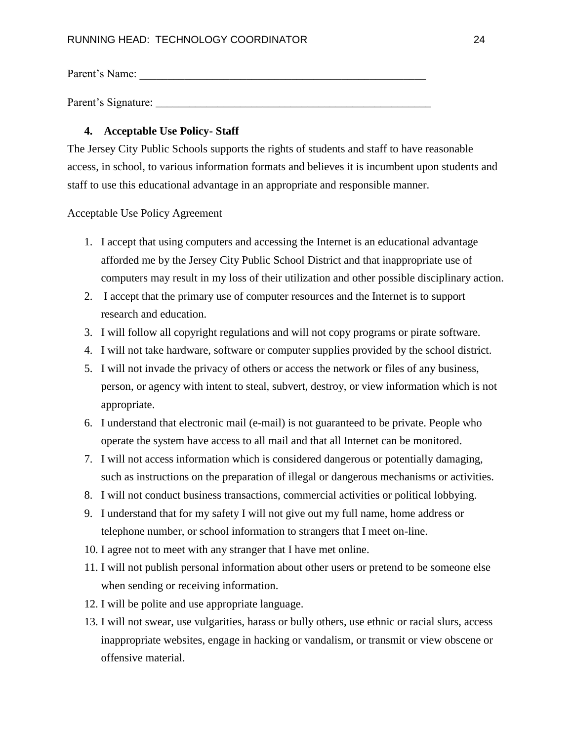Parent's Name: _______________________________________________

Parent's Signature: _____________________________________________

### 4. Acceptable Use Policy- Staff

The Jersey City Public Schools supports the rights of students and staff to have reasonable access, in school, to various information formats and believes it is incumbent upon students and staff to use this educational advantage in an appropriate and responsible manner.

Acceptable Use Policy Agreement

1. I accept that using computers and accessing the Internet is an educational advantage afforded me by the Jersey City Public School District and that inappropriate use of computers may result in my loss of their utilization and other possible disciplinary action.
2. I accept that the primary use of computer resources and the Internet is to support research and education.
3. I will follow all copyright regulations and will not copy programs or pirate software.
4. I will not take hardware, software or computer supplies provided by the school district.
5. I will not invade the privacy of others or access the network or files of any business, person, or agency with intent to steal, subvert, destroy, or view information which is not appropriate.
6. I understand that electronic mail (e-mail) is not guaranteed to be private. People who operate the system have access to all mail and that all Internet can be monitored.
7. I will not access information which is considered dangerous or potentially damaging, such as instructions on the preparation of illegal or dangerous mechanisms or activities.
8. I will not conduct business transactions, commercial activities or political lobbying.
9. I understand that for my safety I will not give out my full name, home address or telephone number, or school information to strangers that I meet on-line.
10. I agree not to meet with any stranger that I have met online.
11. I will not publish personal information about other users or pretend to be someone else when sending or receiving information.
12. I will be polite and use appropriate language.
13. I will not swear, use vulgarities, harass or bully others, use ethnic or racial slurs, access inappropriate websites, engage in hacking or vandalism, or transmit or view obscene or offensive material.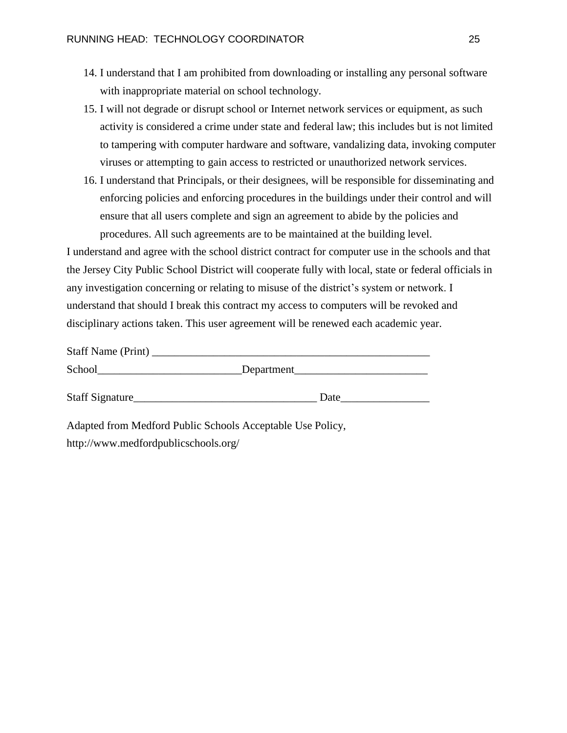14. I understand that I am prohibited from downloading or installing any personal software with inappropriate material on school technology.
15. I will not degrade or disrupt school or Internet network services or equipment, as such activity is considered a crime under state and federal law; this includes but is not limited to tampering with computer hardware and software, vandalizing data, invoking computer viruses or attempting to gain access to restricted or unauthorized network services.
16. I understand that Principals, or their designees, will be responsible for disseminating and enforcing policies and enforcing procedures in the buildings under their control and will ensure that all users complete and sign an agreement to abide by the policies and procedures. All such agreements are to be maintained at the building level.

I understand and agree with the school district contract for computer use in the schools and that the Jersey City Public School District will cooperate fully with local, state or federal officials in any investigation concerning or relating to misuse of the district's system or network. I understand that should I break this contract my access to computers will be revoked and disciplinary actions taken. This user agreement will be renewed each academic year.

Staff Name (Print) ____________________________________________________

School__________________________Department________________________

Staff Signature_________________________________ Date________________

Adapted from Medford Public Schools Acceptable Use Policy, http://www.medfordpublicschools.org/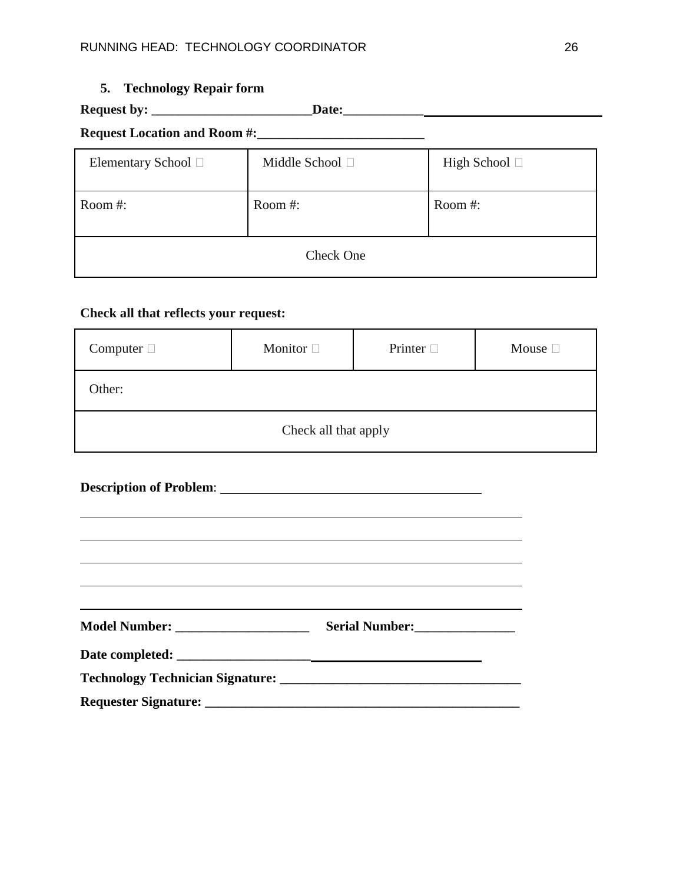5. **Technology Repair form**

**Request by: ________________________Date:___________________________________________**

**Request Location and Room #:_________________________**

| Elementary School ☐ | Middle School ☐ | High School ☐ |
|---|---|---|
| Room #: | Room #: | Room #: |
| Check One | | |

**Check all that reflects your request:**

| Computer ☐ | Monitor ☐ | Printer ☐ | Mouse ☐ |
|---|---|---|---|
| Other: | | | |
| Check all that apply | | | |

**Description of Problem**: ________________________________________

____________________________________________________________________

____________________________________________________________________

____________________________________________________________________

____________________________________________________________________

____________________________________________________________________

**Model Number: ____________________ Serial Number:_______________**

**Date completed: ______________________________________________**

**Technology Technician Signature: ___________________________________**

**Requester Signature: _______________________________________________**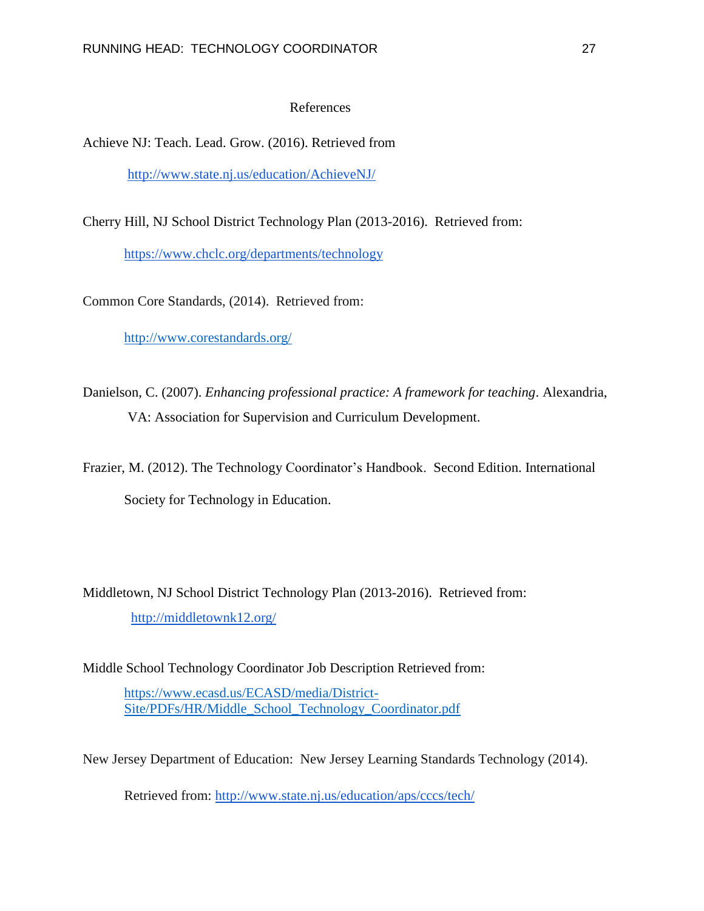# References

Achieve NJ: Teach. Lead. Grow. (2016). Retrieved from http://www.state.nj.us/education/AchieveNJ/

Cherry Hill, NJ School District Technology Plan (2013-2016). Retrieved from: https://www.chclc.org/departments/technology

Common Core Standards, (2014). Retrieved from: http://www.corestandards.org/

Danielson, C. (2007). *Enhancing professional practice: A framework for teaching*. Alexandria, VA: Association for Supervision and Curriculum Development.

Frazier, M. (2012). The Technology Coordinator's Handbook. Second Edition. International Society for Technology in Education.

Middletown, NJ School District Technology Plan (2013-2016). Retrieved from: http://middletownk12.org/

Middle School Technology Coordinator Job Description Retrieved from: https://www.ecasd.us/ECASD/media/District-Site/PDFs/HR/Middle_School_Technology_Coordinator.pdf

New Jersey Department of Education: New Jersey Learning Standards Technology (2014). Retrieved from: http://www.state.nj.us/education/aps/cccs/tech/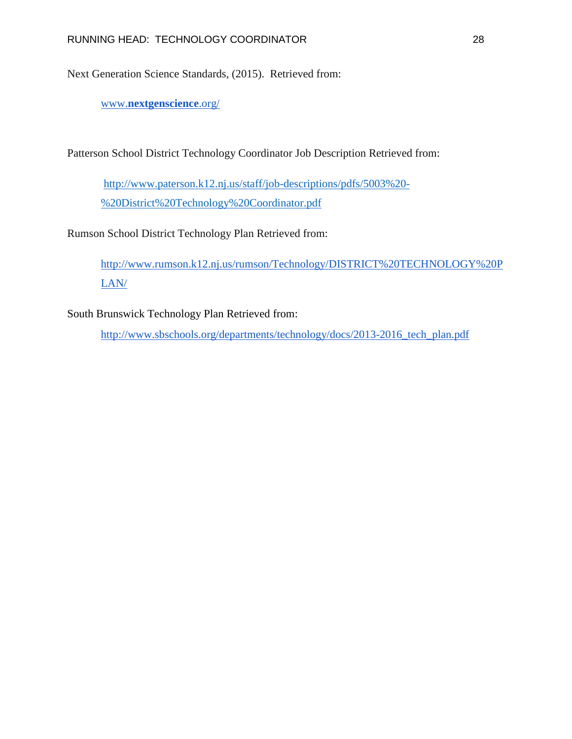Next Generation Science Standards, (2015). Retrieved from:

www.**nextgenscience**.org/

Patterson School District Technology Coordinator Job Description Retrieved from:

http://www.paterson.k12.nj.us/staff/job-descriptions/pdfs/5003%20-%20District%20Technology%20Coordinator.pdf

Rumson School District Technology Plan Retrieved from:

http://www.rumson.k12.nj.us/rumson/Technology/DISTRICT%20TECHNOLOGY%20PLAN/

South Brunswick Technology Plan Retrieved from:

http://www.sbschools.org/departments/technology/docs/2013-2016_tech_plan.pdf